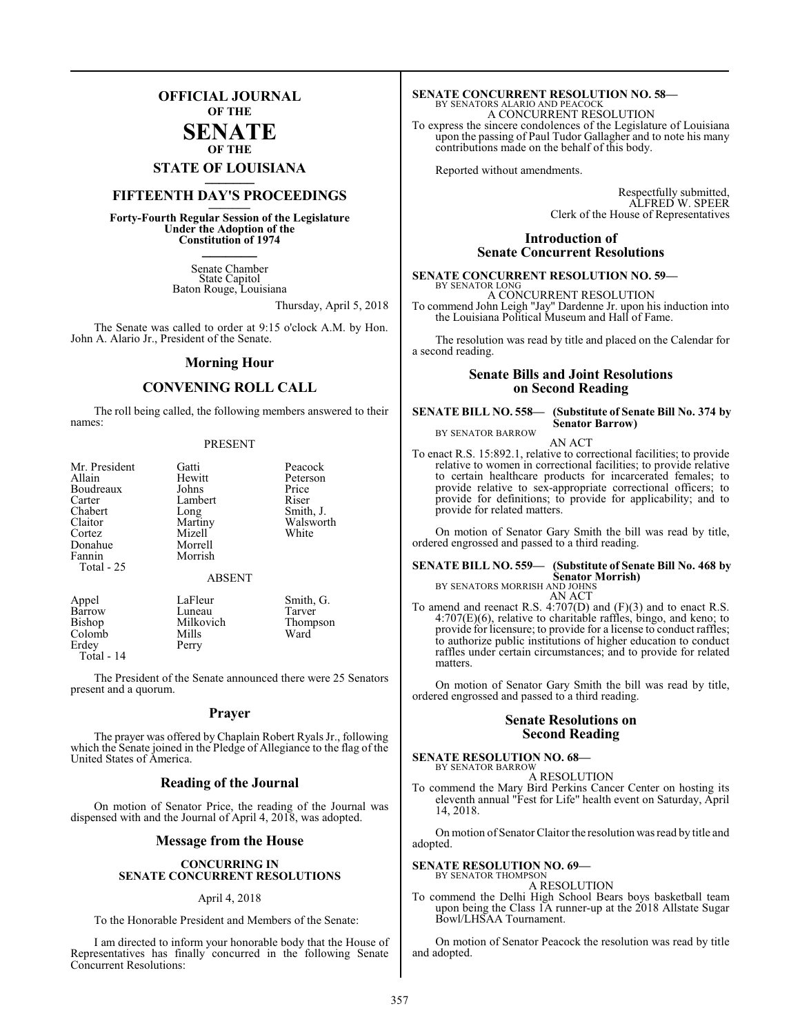# OFFICIAL JOURNAL OF THE SENATE OF THE STATE OF LOUISIANA

## FIFTEENTH DAY'S PROCEEDINGS

**Forty-Fourth Regular Session of the Legislature Under the Adoption of the Constitution of 1974**

Senate Chamber
State Capitol
Baton Rouge, Louisiana

Thursday, April 5, 2018

The Senate was called to order at 9:15 o'clock A.M. by Hon. John A. Alario Jr., President of the Senate.

## Morning Hour

## CONVENING ROLL CALL

The roll being called, the following members answered to their names:

PRESENT

| | | |
|---|---|---|
| Mr. President | Gatti | Peacock |
| Allain | Hewitt | Peterson |
| Boudreaux | Johns | Price |
| Carter | Lambert | Riser |
| Chabert | Long | Smith, J. |
| Claitor | Martiny | Walsworth |
| Cortez | Mizell | White |
| Donahue | Morrell | |
| Fannin | Morrish | |

Total - 25

ABSENT

| | | |
|---|---|---|
| Appel | LaFleur | Smith, G. |
| Barrow | Luneau | Tarver |
| Bishop | Milkovich | Thompson |
| Colomb | Mills | Ward |
| Erdey | Perry | |

Total - 14

The President of the Senate announced there were 25 Senators present and a quorum.

## Prayer

The prayer was offered by Chaplain Robert Ryals Jr., following which the Senate joined in the Pledge of Allegiance to the flag of the United States of America.

## Reading of the Journal

On motion of Senator Price, the reading of the Journal was dispensed with and the Journal of April 4, 2018, was adopted.

## Message from the House

**CONCURRING IN SENATE CONCURRENT RESOLUTIONS**

April 4, 2018

To the Honorable President and Members of the Senate:

I am directed to inform your honorable body that the House of Representatives has finally concurred in the following Senate Concurrent Resolutions:

**SENATE CONCURRENT RESOLUTION NO. 58—**
BY SENATORS ALARIO AND PEACOCK
A CONCURRENT RESOLUTION
To express the sincere condolences of the Legislature of Louisiana upon the passing of Paul Tudor Gallagher and to note his many contributions made on the behalf of this body.

Reported without amendments.

Respectfully submitted,
ALFRED W. SPEER
Clerk of the House of Representatives

## Introduction of Senate Concurrent Resolutions

**SENATE CONCURRENT RESOLUTION NO. 59—**
BY SENATOR LONG
A CONCURRENT RESOLUTION
To commend John Leigh "Jay" Dardenne Jr. upon his induction into the Louisiana Political Museum and Hall of Fame.

The resolution was read by title and placed on the Calendar for a second reading.

## Senate Bills and Joint Resolutions on Second Reading

**SENATE BILL NO. 558— (Substitute of Senate Bill No. 374 by Senator Barrow)**
BY SENATOR BARROW
AN ACT
To enact R.S. 15:892.1, relative to correctional facilities; to provide relative to women in correctional facilities; to provide relative to certain healthcare products for incarcerated females; to provide relative to sex-appropriate correctional officers; to provide for definitions; to provide for applicability; and to provide for related matters.

On motion of Senator Gary Smith the bill was read by title, ordered engrossed and passed to a third reading.

**SENATE BILL NO. 559— (Substitute of Senate Bill No. 468 by Senator Morrish)**
BY SENATORS MORRISH AND JOHNS
AN ACT
To amend and reenact R.S. 4:707(D) and (F)(3) and to enact R.S. 4:707(E)(6), relative to charitable raffles, bingo, and keno; to provide for licensure; to provide for a license to conduct raffles; to authorize public institutions of higher education to conduct raffles under certain circumstances; and to provide for related matters.

On motion of Senator Gary Smith the bill was read by title, ordered engrossed and passed to a third reading.

## Senate Resolutions on Second Reading

**SENATE RESOLUTION NO. 68—**
BY SENATOR BARROW
A RESOLUTION
To commend the Mary Bird Perkins Cancer Center on hosting its eleventh annual "Fest for Life" health event on Saturday, April 14, 2018.

On motion of Senator Claitor the resolution was read by title and adopted.

**SENATE RESOLUTION NO. 69—**
BY SENATOR THOMPSON
A RESOLUTION
To commend the Delhi High School Bears boys basketball team upon being the Class 1A runner-up at the 2018 Allstate Sugar Bowl/LHSAA Tournament.

On motion of Senator Peacock the resolution was read by title and adopted.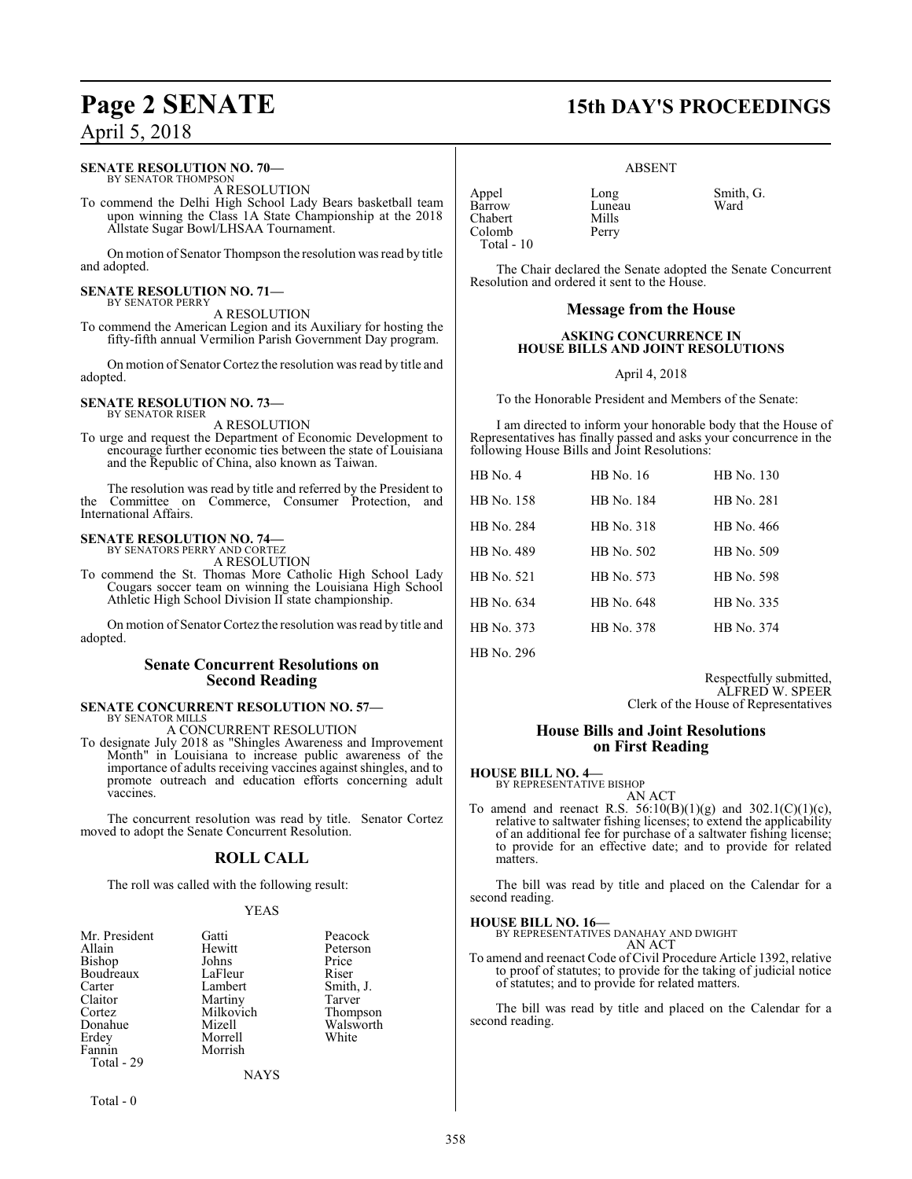**SENATE RESOLUTION NO. 70—**
BY SENATOR THOMPSON

A RESOLUTION

To commend the Delhi High School Lady Bears basketball team upon winning the Class 1A State Championship at the 2018 Allstate Sugar Bowl/LHSAA Tournament.

On motion of Senator Thompson the resolution was read by title and adopted.

**SENATE RESOLUTION NO. 71—**
BY SENATOR PERRY

A RESOLUTION

To commend the American Legion and its Auxiliary for hosting the fifty-fifth annual Vermilion Parish Government Day program.

On motion of Senator Cortez the resolution was read by title and adopted.

**SENATE RESOLUTION NO. 73—**
BY SENATOR RISER

A RESOLUTION

To urge and request the Department of Economic Development to encourage further economic ties between the state of Louisiana and the Republic of China, also known as Taiwan.

The resolution was read by title and referred by the President to the Committee on Commerce, Consumer Protection, and International Affairs.

**SENATE RESOLUTION NO. 74—**
BY SENATORS PERRY AND CORTEZ

A RESOLUTION

To commend the St. Thomas More Catholic High School Lady Cougars soccer team on winning the Louisiana High School Athletic High School Division II state championship.

On motion of Senator Cortez the resolution was read by title and adopted.

## Senate Concurrent Resolutions on Second Reading

**SENATE CONCURRENT RESOLUTION NO. 57—**
BY SENATOR MILLS

A CONCURRENT RESOLUTION

To designate July 2018 as "Shingles Awareness and Improvement Month" in Louisiana to increase public awareness of the importance of adults receiving vaccines against shingles, and to promote outreach and education efforts concerning adult vaccines.

The concurrent resolution was read by title. Senator Cortez moved to adopt the Senate Concurrent Resolution.

## ROLL CALL

The roll was called with the following result:

YEAS

| | | |
|---|---|---|
| Mr. President | Gatti | Peacock |
| Allain | Hewitt | Peterson |
| Bishop | Johns | Price |
| Boudreaux | LaFleur | Riser |
| Carter | Lambert | Smith, J. |
| Claitor | Martiny | Tarver |
| Cortez | Milkovich | Thompson |
| Donahue | Mizell | Walsworth |
| Erdey | Morrell | White |
| Fannin | Morrish | |
| Total - 29 | | |

NAYS

Total - 0

ABSENT

| | | |
|---|---|---|
| Appel | Long | Smith, G. |
| Barrow | Luneau | Ward |
| Chabert | Mills | |
| Colomb | Perry | |
| Total - 10 | | |

The Chair declared the Senate adopted the Senate Concurrent Resolution and ordered it sent to the House.

## Message from the House

**ASKING CONCURRENCE IN HOUSE BILLS AND JOINT RESOLUTIONS**

April 4, 2018

To the Honorable President and Members of the Senate:

I am directed to inform your honorable body that the House of Representatives has finally passed and asks your concurrence in the following House Bills and Joint Resolutions:

| | | |
|---|---|---|
| HB No. 4 | HB No. 16 | HB No. 130 |
| HB No. 158 | HB No. 184 | HB No. 281 |
| HB No. 284 | HB No. 318 | HB No. 466 |
| HB No. 489 | HB No. 502 | HB No. 509 |
| HB No. 521 | HB No. 573 | HB No. 598 |
| HB No. 634 | HB No. 648 | HB No. 335 |
| HB No. 373 | HB No. 378 | HB No. 374 |
| HB No. 296 | | |

Respectfully submitted,
ALFRED W. SPEER
Clerk of the House of Representatives

## House Bills and Joint Resolutions on First Reading

**HOUSE BILL NO. 4—**
BY REPRESENTATIVE BISHOP

AN ACT

To amend and reenact R.S. 56:10(B)(1)(g) and 302.1(C)(1)(c), relative to saltwater fishing licenses; to extend the applicability of an additional fee for purchase of a saltwater fishing license; to provide for an effective date; and to provide for related matters.

The bill was read by title and placed on the Calendar for a second reading.

**HOUSE BILL NO. 16—**
BY REPRESENTATIVES DANAHAY AND DWIGHT

AN ACT

To amend and reenact Code of Civil Procedure Article 1392, relative to proof of statutes; to provide for the taking of judicial notice of statutes; and to provide for related matters.

The bill was read by title and placed on the Calendar for a second reading.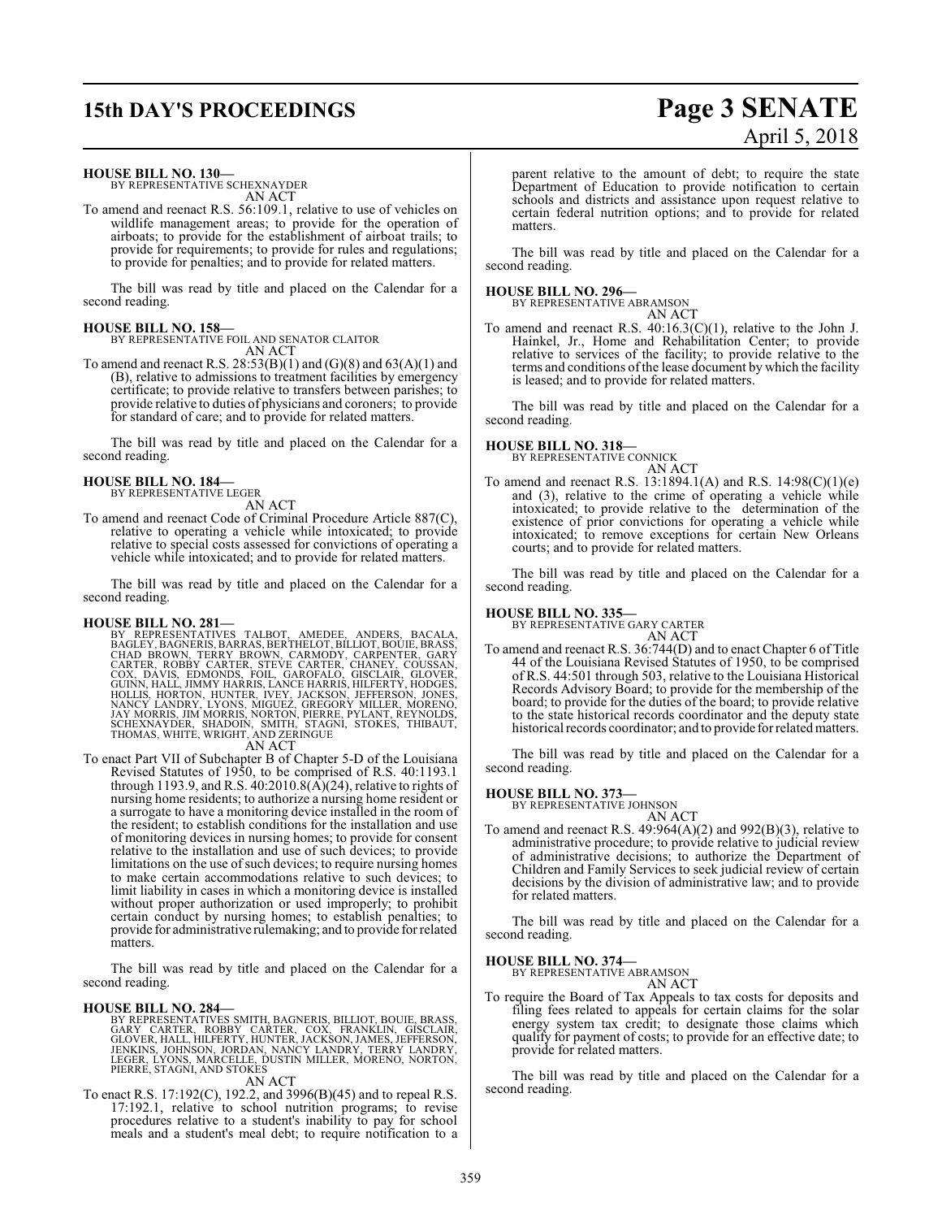**HOUSE BILL NO. 130—**
BY REPRESENTATIVE SCHEXNAYDER
AN ACT

To amend and reenact R.S. 56:109.1, relative to use of vehicles on wildlife management areas; to provide for the operation of airboats; to provide for the establishment of airboat trails; to provide for requirements; to provide for rules and regulations; to provide for penalties; and to provide for related matters.

The bill was read by title and placed on the Calendar for a second reading.

**HOUSE BILL NO. 158—**
BY REPRESENTATIVE FOIL AND SENATOR CLAITOR
AN ACT

To amend and reenact R.S. 28:53(B)(1) and (G)(8) and 63(A)(1) and (B), relative to admissions to treatment facilities by emergency certificate; to provide relative to transfers between parishes; to provide relative to duties of physicians and coroners; to provide for standard of care; and to provide for related matters.

The bill was read by title and placed on the Calendar for a second reading.

**HOUSE BILL NO. 184—**
BY REPRESENTATIVE LEGER
AN ACT

To amend and reenact Code of Criminal Procedure Article 887(C), relative to operating a vehicle while intoxicated; to provide relative to special costs assessed for convictions of operating a vehicle while intoxicated; and to provide for related matters.

The bill was read by title and placed on the Calendar for a second reading.

**HOUSE BILL NO. 281—**
BY REPRESENTATIVES TALBOT, AMEDEE, ANDERS, BACALA, BAGLEY, BAGNERIS, BARRAS, BERTHELOT, BILLIOT, BOUIE, BRASS, CHAD BROWN, TERRY BROWN, CARMODY, CARPENTER, GARY CARTER, ROBBY CARTER, STEVE CARTER, CHANEY, COUSSAN, COX, DAVIS, EDMONDS, FOIL, GAROFALO, GISCLAIR, GLOVER, GUINN, HALL, JIMMY HARRIS, LANCE HARRIS, HILFERTY, HODGES, HOLLIS, HORTON, HUNTER, IVEY, JACKSON, JEFFERSON, JONES, NANCY LANDRY, LYONS, MIGUEZ, GREGORY MILLER, MORENO, JAY MORRIS, JIM MORRIS, NORTON, PIERRE, PYLANT, REYNOLDS, SCHEXNAYDER, SHADOIN, SMITH, STAGNI, STOKES, THIBAUT, THOMAS, WHITE, WRIGHT, AND ZERINGUE
AN ACT

To enact Part VII of Subchapter B of Chapter 5-D of the Louisiana Revised Statutes of 1950, to be comprised of R.S. 40:1193.1 through 1193.9, and R.S. 40:2010.8(A)(24), relative to rights of nursing home residents; to authorize a nursing home resident or a surrogate to have a monitoring device installed in the room of the resident; to establish conditions for the installation and use of monitoring devices in nursing homes; to provide for consent relative to the installation and use of such devices; to provide limitations on the use of such devices; to require nursing homes to make certain accommodations relative to such devices; to limit liability in cases in which a monitoring device is installed without proper authorization or used improperly; to prohibit certain conduct by nursing homes; to establish penalties; to provide for administrative rulemaking; and to provide for related matters.

The bill was read by title and placed on the Calendar for a second reading.

**HOUSE BILL NO. 284—**
BY REPRESENTATIVES SMITH, BAGNERIS, BILLIOT, BOUIE, BRASS, GARY CARTER, ROBBY CARTER, COX, FRANKLIN, GISCLAIR, GLOVER, HALL, HILFERTY, HUNTER, JACKSON, JAMES, JEFFERSON, JENKINS, JOHNSON, JORDAN, NANCY LANDRY, TERRY LANDRY, LEGER, LYONS, MARCELLE, DUSTIN MILLER, MORENO, NORTON, PIERRE, STAGNI, AND STOKES
AN ACT

To enact R.S. 17:192(C), 192.2, and 3996(B)(45) and to repeal R.S. 17:192.1, relative to school nutrition programs; to revise procedures relative to a student's inability to pay for school meals and a student's meal debt; to require notification to a parent relative to the amount of debt; to require the state Department of Education to provide notification to certain schools and districts and assistance upon request relative to certain federal nutrition options; and to provide for related matters.

The bill was read by title and placed on the Calendar for a second reading.

**HOUSE BILL NO. 296—**
BY REPRESENTATIVE ABRAMSON
AN ACT

To amend and reenact R.S. 40:16.3(C)(1), relative to the John J. Hainkel, Jr., Home and Rehabilitation Center; to provide relative to services of the facility; to provide relative to the terms and conditions of the lease document by which the facility is leased; and to provide for related matters.

The bill was read by title and placed on the Calendar for a second reading.

**HOUSE BILL NO. 318—**
BY REPRESENTATIVE CONNICK
AN ACT

To amend and reenact R.S. 13:1894.1(A) and R.S. 14:98(C)(1)(e) and (3), relative to the crime of operating a vehicle while intoxicated; to provide relative to the determination of the existence of prior convictions for operating a vehicle while intoxicated; to remove exceptions for certain New Orleans courts; and to provide for related matters.

The bill was read by title and placed on the Calendar for a second reading.

**HOUSE BILL NO. 335—**
BY REPRESENTATIVE GARY CARTER
AN ACT

To amend and reenact R.S. 36:744(D) and to enact Chapter 6 of Title 44 of the Louisiana Revised Statutes of 1950, to be comprised of R.S. 44:501 through 503, relative to the Louisiana Historical Records Advisory Board; to provide for the membership of the board; to provide for the duties of the board; to provide relative to the state historical records coordinator and the deputy state historical records coordinator; and to provide for related matters.

The bill was read by title and placed on the Calendar for a second reading.

**HOUSE BILL NO. 373—**
BY REPRESENTATIVE JOHNSON
AN ACT

To amend and reenact R.S. 49:964(A)(2) and 992(B)(3), relative to administrative procedure; to provide relative to judicial review of administrative decisions; to authorize the Department of Children and Family Services to seek judicial review of certain decisions by the division of administrative law; and to provide for related matters.

The bill was read by title and placed on the Calendar for a second reading.

**HOUSE BILL NO. 374—**
BY REPRESENTATIVE ABRAMSON
AN ACT

To require the Board of Tax Appeals to tax costs for deposits and filing fees related to appeals for certain claims for the solar energy system tax credit; to designate those claims which qualify for payment of costs; to provide for an effective date; to provide for related matters.

The bill was read by title and placed on the Calendar for a second reading.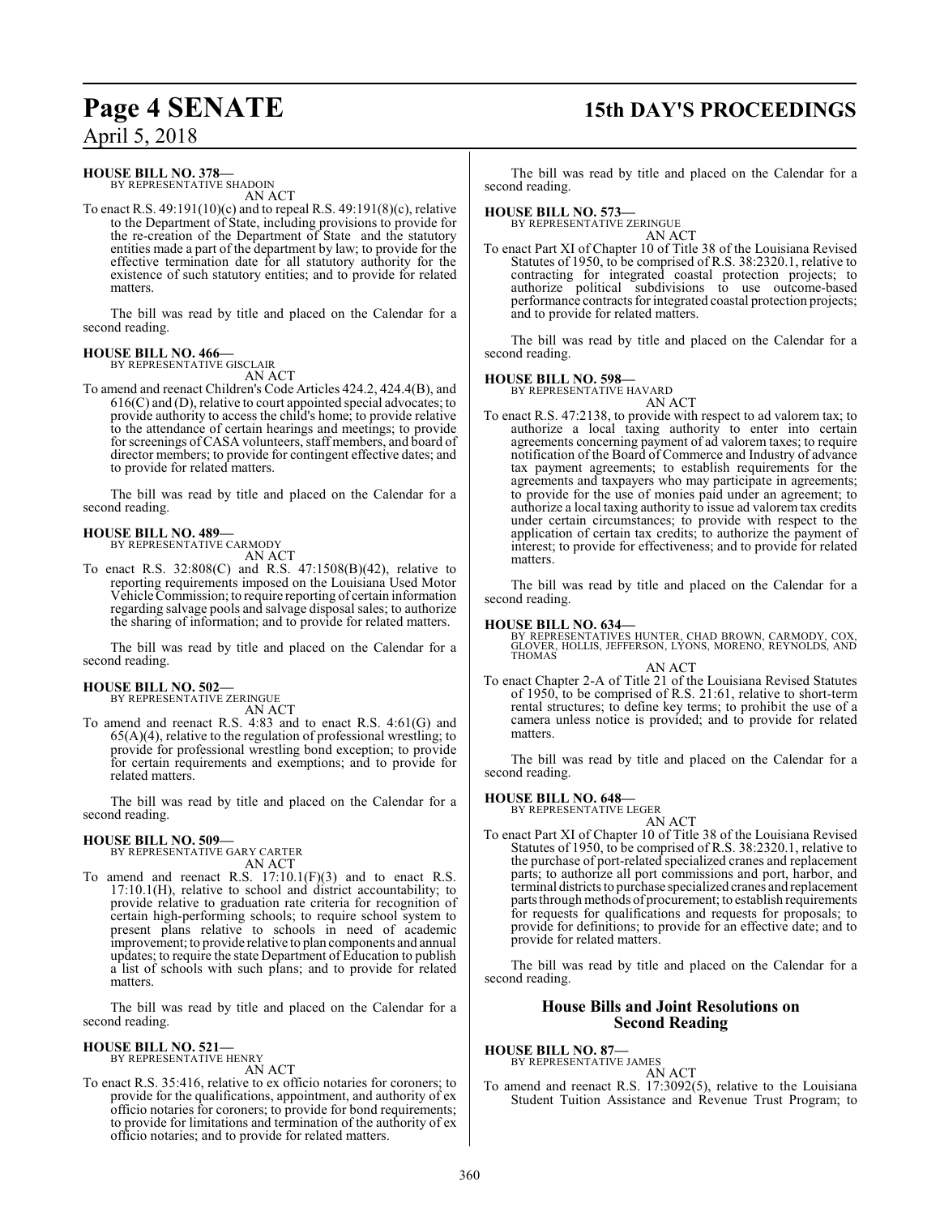**HOUSE BILL NO. 378—**
BY REPRESENTATIVE SHADOIN

AN ACT

To enact R.S. 49:191(10)(c) and to repeal R.S. 49:191(8)(c), relative to the Department of State, including provisions to provide for the re-creation of the Department of State and the statutory entities made a part of the department by law; to provide for the effective termination date for all statutory authority for the existence of such statutory entities; and to provide for related matters.

The bill was read by title and placed on the Calendar for a second reading.

**HOUSE BILL NO. 466—**
BY REPRESENTATIVE GISCLAIR

AN ACT

To amend and reenact Children's Code Articles 424.2, 424.4(B), and 616(C) and (D), relative to court appointed special advocates; to provide authority to access the child's home; to provide relative to the attendance of certain hearings and meetings; to provide for screenings of CASA volunteers, staff members, and board of director members; to provide for contingent effective dates; and to provide for related matters.

The bill was read by title and placed on the Calendar for a second reading.

**HOUSE BILL NO. 489—**
BY REPRESENTATIVE CARMODY

AN ACT

To enact R.S. 32:808(C) and R.S. 47:1508(B)(42), relative to reporting requirements imposed on the Louisiana Used Motor Vehicle Commission; to require reporting of certain information regarding salvage pools and salvage disposal sales; to authorize the sharing of information; and to provide for related matters.

The bill was read by title and placed on the Calendar for a second reading.

**HOUSE BILL NO. 502—**
BY REPRESENTATIVE ZERINGUE

AN ACT

To amend and reenact R.S. 4:83 and to enact R.S. 4:61(G) and 65(A)(4), relative to the regulation of professional wrestling; to provide for professional wrestling bond exception; to provide for certain requirements and exemptions; and to provide for related matters.

The bill was read by title and placed on the Calendar for a second reading.

**HOUSE BILL NO. 509—**
BY REPRESENTATIVE GARY CARTER

AN ACT

To amend and reenact R.S. 17:10.1(F)(3) and to enact R.S. 17:10.1(H), relative to school and district accountability; to provide relative to graduation rate criteria for recognition of certain high-performing schools; to require school system to present plans relative to schools in need of academic improvement; to provide relative to plan components and annual updates; to require the state Department of Education to publish a list of schools with such plans; and to provide for related matters.

The bill was read by title and placed on the Calendar for a second reading.

**HOUSE BILL NO. 521—**
BY REPRESENTATIVE HENRY

AN ACT

To enact R.S. 35:416, relative to ex officio notaries for coroners; to provide for the qualifications, appointment, and authority of ex officio notaries for coroners; to provide for bond requirements; to provide for limitations and termination of the authority of ex officio notaries; and to provide for related matters.

The bill was read by title and placed on the Calendar for a second reading.

**HOUSE BILL NO. 573—**
BY REPRESENTATIVE ZERINGUE

AN ACT

To enact Part XI of Chapter 10 of Title 38 of the Louisiana Revised Statutes of 1950, to be comprised of R.S. 38:2320.1, relative to contracting for integrated coastal protection projects; to authorize political subdivisions to use outcome-based performance contracts for integrated coastal protection projects; and to provide for related matters.

The bill was read by title and placed on the Calendar for a second reading.

**HOUSE BILL NO. 598—**
BY REPRESENTATIVE HAVARD

AN ACT

To enact R.S. 47:2138, to provide with respect to ad valorem tax; to authorize a local taxing authority to enter into certain agreements concerning payment of ad valorem taxes; to require notification of the Board of Commerce and Industry of advance tax payment agreements; to establish requirements for the agreements and taxpayers who may participate in agreements; to provide for the use of monies paid under an agreement; to authorize a local taxing authority to issue ad valorem tax credits under certain circumstances; to provide with respect to the application of certain tax credits; to authorize the payment of interest; to provide for effectiveness; and to provide for related matters.

The bill was read by title and placed on the Calendar for a second reading.

**HOUSE BILL NO. 634—**
BY REPRESENTATIVES HUNTER, CHAD BROWN, CARMODY, COX, GLOVER, HOLLIS, JEFFERSON, LYONS, MORENO, REYNOLDS, AND THOMAS

AN ACT

To enact Chapter 2-A of Title 21 of the Louisiana Revised Statutes of 1950, to be comprised of R.S. 21:61, relative to short-term rental structures; to define key terms; to prohibit the use of a camera unless notice is provided; and to provide for related matters.

The bill was read by title and placed on the Calendar for a second reading.

**HOUSE BILL NO. 648—**
BY REPRESENTATIVE LEGER

AN ACT

To enact Part XI of Chapter 10 of Title 38 of the Louisiana Revised Statutes of 1950, to be comprised of R.S. 38:2320.1, relative to the purchase of port-related specialized cranes and replacement parts; to authorize all port commissions and port, harbor, and terminal districts to purchase specialized cranes and replacement parts through methods of procurement; to establish requirements for requests for qualifications and requests for proposals; to provide for definitions; to provide for an effective date; and to provide for related matters.

The bill was read by title and placed on the Calendar for a second reading.

## House Bills and Joint Resolutions on Second Reading

**HOUSE BILL NO. 87—**
BY REPRESENTATIVE JAMES

AN ACT

To amend and reenact R.S. 17:3092(5), relative to the Louisiana Student Tuition Assistance and Revenue Trust Program; to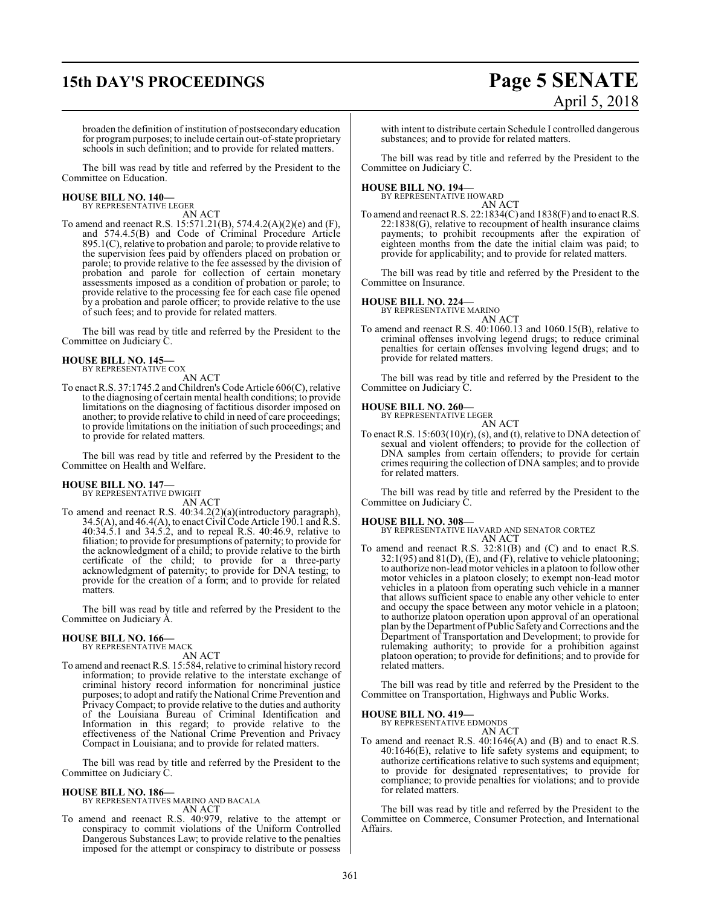broaden the definition of institution of postsecondary education for program purposes; to include certain out-of-state proprietary schools in such definition; and to provide for related matters.

The bill was read by title and referred by the President to the Committee on Education.

**HOUSE BILL NO. 140—**
BY REPRESENTATIVE LEGER
AN ACT

To amend and reenact R.S. 15:571.21(B), 574.4.2(A)(2)(e) and (F), and 574.4.5(B) and Code of Criminal Procedure Article 895.1(C), relative to probation and parole; to provide relative to the supervision fees paid by offenders placed on probation or parole; to provide relative to the fee assessed by the division of probation and parole for collection of certain monetary assessments imposed as a condition of probation or parole; to provide relative to the processing fee for each case file opened by a probation and parole officer; to provide relative to the use of such fees; and to provide for related matters.

The bill was read by title and referred by the President to the Committee on Judiciary C.

**HOUSE BILL NO. 145—**
BY REPRESENTATIVE COX
AN ACT

To enact R.S. 37:1745.2 and Children's Code Article 606(C), relative to the diagnosing of certain mental health conditions; to provide limitations on the diagnosing of factitious disorder imposed on another; to provide relative to child in need of care proceedings; to provide limitations on the initiation of such proceedings; and to provide for related matters.

The bill was read by title and referred by the President to the Committee on Health and Welfare.

**HOUSE BILL NO. 147—**
BY REPRESENTATIVE DWIGHT
AN ACT

To amend and reenact R.S. 40:34.2(2)(a)(introductory paragraph), 34.5(A), and 46.4(A), to enact Civil Code Article 190.1 and R.S. 40:34.5.1 and 34.5.2, and to repeal R.S. 40:46.9, relative to filiation; to provide for presumptions of paternity; to provide for the acknowledgment of a child; to provide relative to the birth certificate of the child; to provide for a three-party acknowledgment of paternity; to provide for DNA testing; to provide for the creation of a form; and to provide for related matters.

The bill was read by title and referred by the President to the Committee on Judiciary A.

**HOUSE BILL NO. 166—**
BY REPRESENTATIVE MACK
AN ACT

To amend and reenact R.S. 15:584, relative to criminal history record information; to provide relative to the interstate exchange of criminal history record information for noncriminal justice purposes; to adopt and ratify the National Crime Prevention and Privacy Compact; to provide relative to the duties and authority of the Louisiana Bureau of Criminal Identification and Information in this regard; to provide relative to the effectiveness of the National Crime Prevention and Privacy Compact in Louisiana; and to provide for related matters.

The bill was read by title and referred by the President to the Committee on Judiciary C.

**HOUSE BILL NO. 186—**
BY REPRESENTATIVES MARINO AND BACALA
AN ACT

To amend and reenact R.S. 40:979, relative to the attempt or conspiracy to commit violations of the Uniform Controlled Dangerous Substances Law; to provide relative to the penalties imposed for the attempt or conspiracy to distribute or possess with intent to distribute certain Schedule I controlled dangerous substances; and to provide for related matters.

The bill was read by title and referred by the President to the Committee on Judiciary C.

**HOUSE BILL NO. 194—**
BY REPRESENTATIVE HOWARD
AN ACT

To amend and reenact R.S. 22:1834(C) and 1838(F) and to enact R.S. 22:1838(G), relative to recoupment of health insurance claims payments; to prohibit recoupments after the expiration of eighteen months from the date the initial claim was paid; to provide for applicability; and to provide for related matters.

The bill was read by title and referred by the President to the Committee on Insurance.

**HOUSE BILL NO. 224—**
BY REPRESENTATIVE MARINO
AN ACT

To amend and reenact R.S. 40:1060.13 and 1060.15(B), relative to criminal offenses involving legend drugs; to reduce criminal penalties for certain offenses involving legend drugs; and to provide for related matters.

The bill was read by title and referred by the President to the Committee on Judiciary C.

**HOUSE BILL NO. 260—**
BY REPRESENTATIVE LEGER
AN ACT

To enact R.S. 15:603(10)(r), (s), and (t), relative to DNA detection of sexual and violent offenders; to provide for the collection of DNA samples from certain offenders; to provide for certain crimes requiring the collection of DNA samples; and to provide for related matters.

The bill was read by title and referred by the President to the Committee on Judiciary C.

**HOUSE BILL NO. 308—**
BY REPRESENTATIVE HAVARD AND SENATOR CORTEZ
AN ACT

To amend and reenact R.S. 32:81(B) and (C) and to enact R.S. 32:1(95) and 81(D), (E), and (F), relative to vehicle platooning; to authorize non-lead motor vehicles in a platoon to follow other motor vehicles in a platoon closely; to exempt non-lead motor vehicles in a platoon from operating such vehicle in a manner that allows sufficient space to enable any other vehicle to enter and occupy the space between any motor vehicle in a platoon; to authorize platoon operation upon approval of an operational plan by the Department of Public Safety and Corrections and the Department of Transportation and Development; to provide for rulemaking authority; to provide for a prohibition against platoon operation; to provide for definitions; and to provide for related matters.

The bill was read by title and referred by the President to the Committee on Transportation, Highways and Public Works.

**HOUSE BILL NO. 419—**
BY REPRESENTATIVE EDMONDS
AN ACT

To amend and reenact R.S. 40:1646(A) and (B) and to enact R.S. 40:1646(E), relative to life safety systems and equipment; to authorize certifications relative to such systems and equipment; to provide for designated representatives; to provide for compliance; to provide penalties for violations; and to provide for related matters.

The bill was read by title and referred by the President to the Committee on Commerce, Consumer Protection, and International Affairs.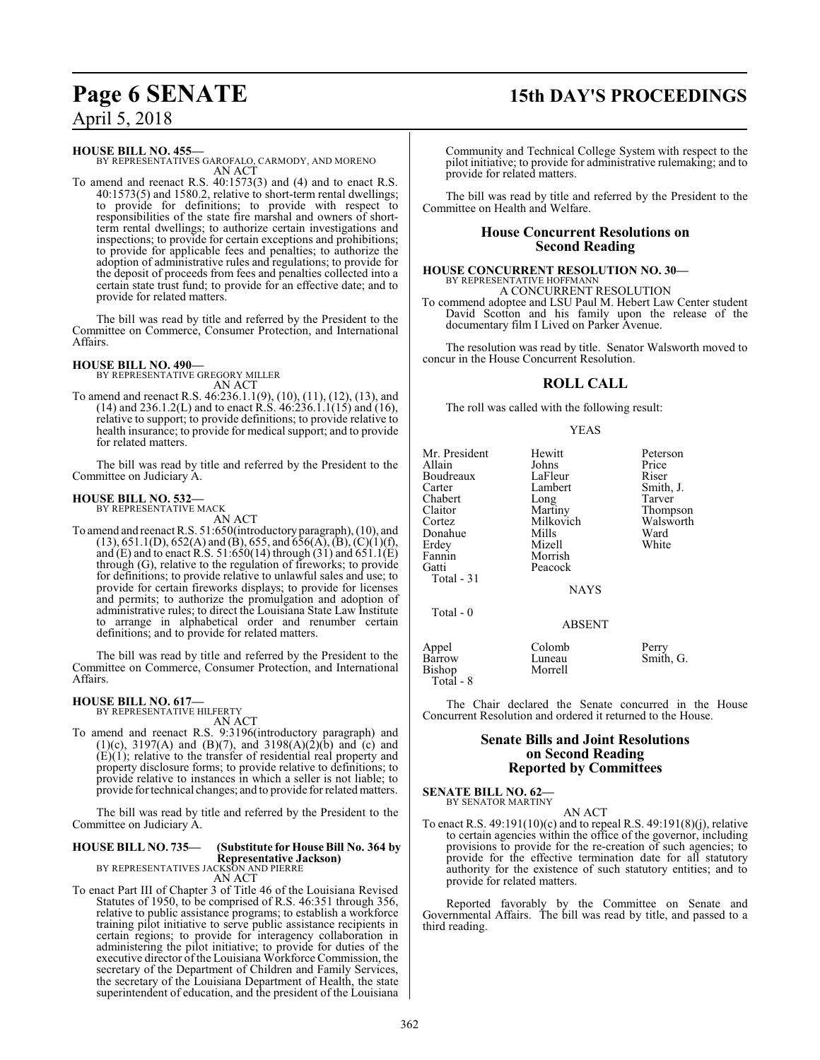**HOUSE BILL NO. 455—**
BY REPRESENTATIVES GAROFALO, CARMODY, AND MORENO
AN ACT

To amend and reenact R.S. 40:1573(3) and (4) and to enact R.S. 40:1573(5) and 1580.2, relative to short-term rental dwellings; to provide for definitions; to provide with respect to responsibilities of the state fire marshal and owners of short-term rental dwellings; to authorize certain investigations and inspections; to provide for certain exceptions and prohibitions; to provide for applicable fees and penalties; to authorize the adoption of administrative rules and regulations; to provide for the deposit of proceeds from fees and penalties collected into a certain state trust fund; to provide for an effective date; and to provide for related matters.

The bill was read by title and referred by the President to the Committee on Commerce, Consumer Protection, and International Affairs.

**HOUSE BILL NO. 490—**
BY REPRESENTATIVE GREGORY MILLER
AN ACT

To amend and reenact R.S. 46:236.1.1(9), (10), (11), (12), (13), and (14) and 236.1.2(L) and to enact R.S. 46:236.1.1(15) and (16), relative to support; to provide definitions; to provide relative to health insurance; to provide for medical support; and to provide for related matters.

The bill was read by title and referred by the President to the Committee on Judiciary A.

**HOUSE BILL NO. 532—**
BY REPRESENTATIVE MACK
AN ACT

To amend and reenact R.S. 51:650(introductory paragraph), (10), and (13), 651.1(D), 652(A) and (B), 655, and 656(A), (B), (C)(1)(f), and (E) and to enact R.S. 51:650(14) through (31) and 651.1(E) through (G), relative to the regulation of fireworks; to provide for definitions; to provide relative to unlawful sales and use; to provide for certain fireworks displays; to provide for licenses and permits; to authorize the promulgation and adoption of administrative rules; to direct the Louisiana State Law Institute to arrange in alphabetical order and renumber certain definitions; and to provide for related matters.

The bill was read by title and referred by the President to the Committee on Commerce, Consumer Protection, and International Affairs.

**HOUSE BILL NO. 617—**
BY REPRESENTATIVE HILFERTY
AN ACT

To amend and reenact R.S. 9:3196(introductory paragraph) and (1)(c), 3197(A) and (B)(7), and 3198(A)(2)(b) and (c) and (E)(1); relative to the transfer of residential real property and property disclosure forms; to provide relative to definitions; to provide relative to instances in which a seller is not liable; to provide for technical changes; and to provide for related matters.

The bill was read by title and referred by the President to the Committee on Judiciary A.

**HOUSE BILL NO. 735— (Substitute for House Bill No. 364 by Representative Jackson)**
BY REPRESENTATIVES JACKSON AND PIERRE
AN ACT

To enact Part III of Chapter 3 of Title 46 of the Louisiana Revised Statutes of 1950, to be comprised of R.S. 46:351 through 356, relative to public assistance programs; to establish a workforce training pilot initiative to serve public assistance recipients in certain regions; to provide for interagency collaboration in administering the pilot initiative; to provide for duties of the executive director of the Louisiana Workforce Commission, the secretary of the Department of Children and Family Services, the secretary of the Louisiana Department of Health, the state superintendent of education, and the president of the Louisiana Community and Technical College System with respect to the pilot initiative; to provide for administrative rulemaking; and to provide for related matters.

The bill was read by title and referred by the President to the Committee on Health and Welfare.

## House Concurrent Resolutions on Second Reading

**HOUSE CONCURRENT RESOLUTION NO. 30—**
BY REPRESENTATIVE HOFFMANN
A CONCURRENT RESOLUTION

To commend adoptee and LSU Paul M. Hebert Law Center student David Scotton and his family upon the release of the documentary film I Lived on Parker Avenue.

The resolution was read by title. Senator Walsworth moved to concur in the House Concurrent Resolution.

## ROLL CALL

The roll was called with the following result:

YEAS

| | | |
|---|---|---|
| Mr. President | Hewitt | Peterson |
| Allain | Johns | Price |
| Boudreaux | LaFleur | Riser |
| Carter | Lambert | Smith, J. |
| Chabert | Long | Tarver |
| Claitor | Martiny | Thompson |
| Cortez | Milkovich | Walsworth |
| Donahue | Mills | Ward |
| Erdey | Mizell | White |
| Fannin | Morrish | |
| Gatti | Peacock | |
| Total - 31 | | |

NAYS

Total - 0

ABSENT

| | | |
|---|---|---|
| Appel | Colomb | Perry |
| Barrow | Luneau | Smith, G. |
| Bishop | Morrell | |
| Total - 8 | | |

The Chair declared the Senate concurred in the House Concurrent Resolution and ordered it returned to the House.

## Senate Bills and Joint Resolutions on Second Reading Reported by Committees

**SENATE BILL NO. 62—**
BY SENATOR MARTINY
AN ACT

To enact R.S. 49:191(10)(c) and to repeal R.S. 49:191(8)(j), relative to certain agencies within the office of the governor, including provisions to provide for the re-creation of such agencies; to provide for the effective termination date for all statutory authority for the existence of such statutory entities; and to provide for related matters.

Reported favorably by the Committee on Senate and Governmental Affairs. The bill was read by title, and passed to a third reading.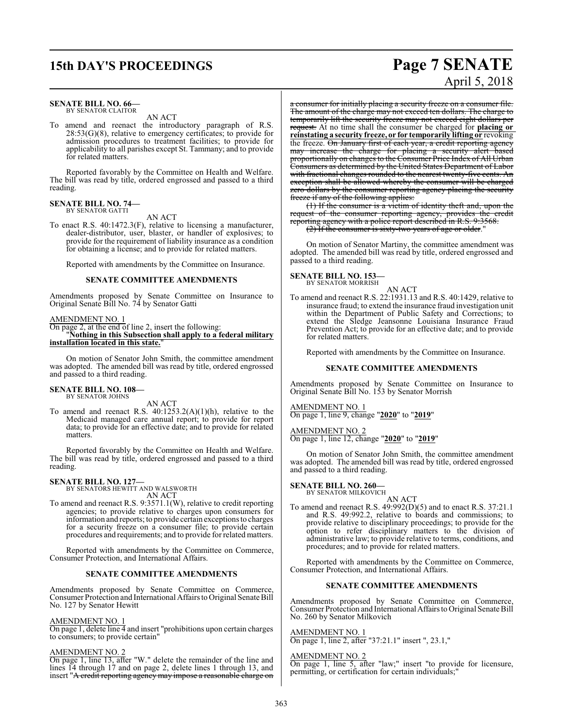**SENATE BILL NO. 66—**
BY SENATOR CLAITOR

AN ACT

To amend and reenact the introductory paragraph of R.S. 28:53(G)(8), relative to emergency certificates; to provide for admission procedures to treatment facilities; to provide for applicability to all parishes except St. Tammany; and to provide for related matters.

Reported favorably by the Committee on Health and Welfare. The bill was read by title, ordered engrossed and passed to a third reading.

**SENATE BILL NO. 74—**
BY SENATOR GATTI

AN ACT

To enact R.S. 40:1472.3(F), relative to licensing a manufacturer, dealer-distributor, user, blaster, or handler of explosives; to provide for the requirement of liability insurance as a condition for obtaining a license; and to provide for related matters.

Reported with amendments by the Committee on Insurance.

**SENATE COMMITTEE AMENDMENTS**

Amendments proposed by Senate Committee on Insurance to Original Senate Bill No. 74 by Senator Gatti

AMENDMENT NO. 1
On page 2, at the end of line 2, insert the following:
"**Nothing in this Subsection shall apply to a federal military installation located in this state.**"

On motion of Senator John Smith, the committee amendment was adopted. The amended bill was read by title, ordered engrossed and passed to a third reading.

**SENATE BILL NO. 108—**
BY SENATOR JOHNS

AN ACT

To amend and reenact R.S. 40:1253.2(A)(1)(h), relative to the Medicaid managed care annual report; to provide for report data; to provide for an effective date; and to provide for related matters.

Reported favorably by the Committee on Health and Welfare. The bill was read by title, ordered engrossed and passed to a third reading.

**SENATE BILL NO. 127—**
BY SENATORS HEWITT AND WALSWORTH

AN ACT

To amend and reenact R.S. 9:3571.1(W), relative to credit reporting agencies; to provide relative to charges upon consumers for information and reports; to provide certain exceptions to charges for a security freeze on a consumer file; to provide certain procedures and requirements; and to provide for related matters.

Reported with amendments by the Committee on Commerce, Consumer Protection, and International Affairs.

**SENATE COMMITTEE AMENDMENTS**

Amendments proposed by Senate Committee on Commerce, Consumer Protection and International Affairs to Original Senate Bill No. 127 by Senator Hewitt

AMENDMENT NO. 1
On page 1, delete line 4 and insert "prohibitions upon certain charges to consumers; to provide certain"

AMENDMENT NO. 2
On page 1, line 13, after "W." delete the remainder of the line and lines 14 through 17 and on page 2, delete lines 1 through 13, and insert "~~A credit reporting agency may impose a reasonable charge on a consumer for initially placing a security freeze on a consumer file. The amount of the charge may not exceed ten dollars. The charge to temporarily lift the security freeze may not exceed eight dollars per request.~~ At no time shall the consumer be charged for **placing or reinstating a security freeze, or for temporarily lifting or** revoking the freeze. ~~On January first of each year, a credit reporting agency may increase the charge for placing a security alert based proportionally on changes to the Consumer Price Index of All Urban Consumers as determined by the United States Department of Labor with fractional changes rounded to the nearest twenty-five cents. An exception shall be allowed whereby the consumer will be charged zero dollars by the consumer reporting agency placing the security freeze if any of the following applies:~~

~~(1) If the consumer is a victim of identity theft and, upon the request of the consumer reporting agency, provides the credit reporting agency with a police report described in R.S. 9:3568.~~

~~(2) If the consumer is sixty-two years of age or older~~."

On motion of Senator Martiny, the committee amendment was adopted. The amended bill was read by title, ordered engrossed and passed to a third reading.

**SENATE BILL NO. 153—**
BY SENATOR MORRISH

AN ACT

To amend and reenact R.S. 22:1931.13 and R.S. 40:1429, relative to insurance fraud; to extend the insurance fraud investigation unit within the Department of Public Safety and Corrections; to extend the Sledge Jeansonne Louisiana Insurance Fraud Prevention Act; to provide for an effective date; and to provide for related matters.

Reported with amendments by the Committee on Insurance.

**SENATE COMMITTEE AMENDMENTS**

Amendments proposed by Senate Committee on Insurance to Original Senate Bill No. 153 by Senator Morrish

AMENDMENT NO. 1
On page 1, line 9, change "**2020**" to "**2019**"

AMENDMENT NO. 2
On page 1, line 12, change "**2020**" to "**2019**"

On motion of Senator John Smith, the committee amendment was adopted. The amended bill was read by title, ordered engrossed and passed to a third reading.

**SENATE BILL NO. 260—**
BY SENATOR MILKOVICH

AN ACT

To amend and reenact R.S. 49:992(D)(5) and to enact R.S. 37:21.1 and R.S. 49:992.2, relative to boards and commissions; to provide relative to disciplinary proceedings; to provide for the option to refer disciplinary matters to the division of administrative law; to provide relative to terms, conditions, and procedures; and to provide for related matters.

Reported with amendments by the Committee on Commerce, Consumer Protection, and International Affairs.

**SENATE COMMITTEE AMENDMENTS**

Amendments proposed by Senate Committee on Commerce, Consumer Protection and International Affairs to Original Senate Bill No. 260 by Senator Milkovich

AMENDMENT NO. 1
On page 1, line 2, after "37:21.1" insert ", 23.1,"

AMENDMENT NO. 2
On page 1, line 5, after "law;" insert "to provide for licensure, permitting, or certification for certain individuals;"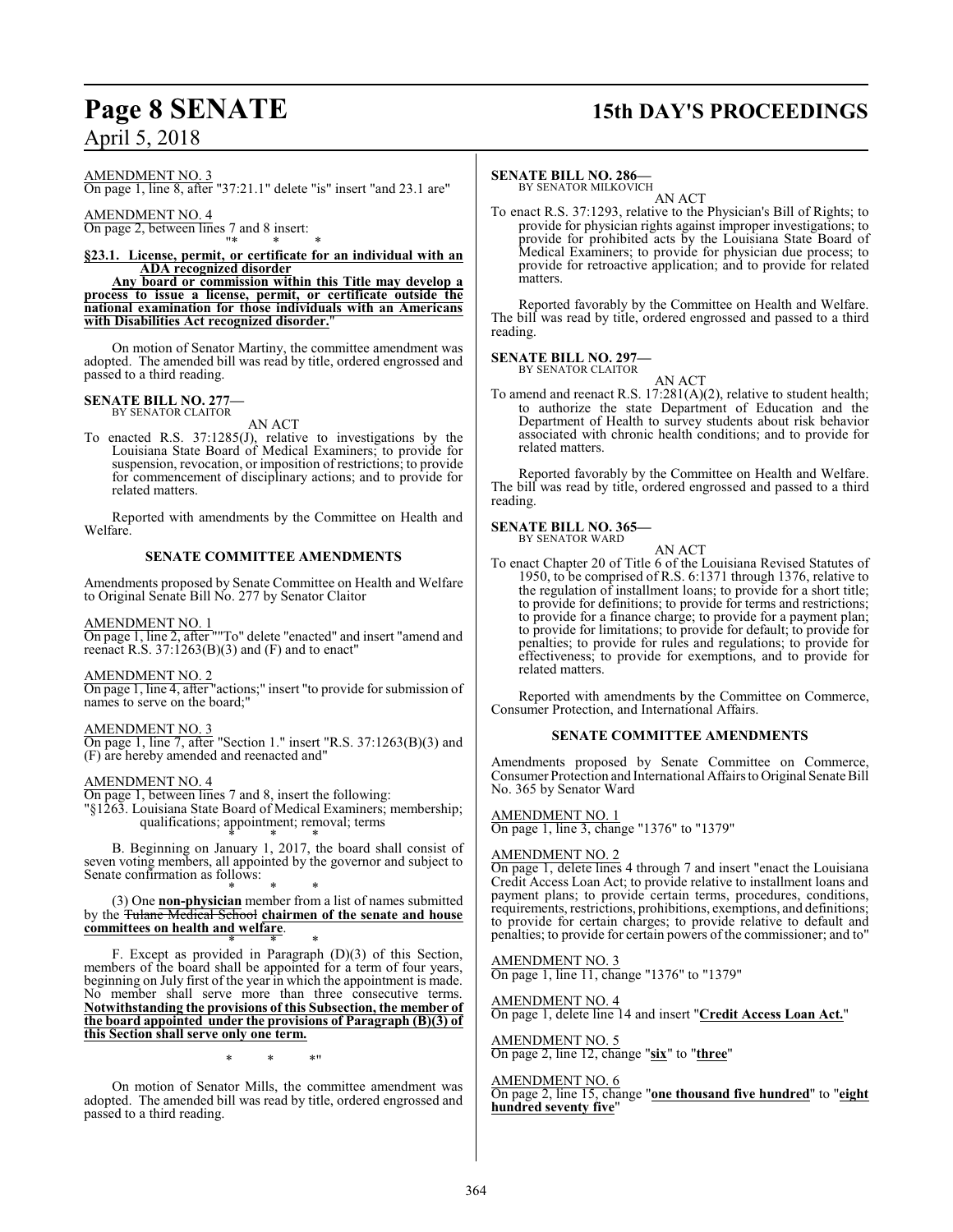AMENDMENT NO. 3

On page 1, line 8, after "37:21.1" delete "is" insert "and 23.1 are"

AMENDMENT NO. 4

On page 2, between lines 7 and 8 insert:

"* * *

**§23.1. License, permit, or certificate for an individual with an ADA recognized disorder**

**Any board or commission within this Title may develop a process to issue a license, permit, or certificate outside the national examination for those individuals with an Americans with Disabilities Act recognized disorder.**"

On motion of Senator Martiny, the committee amendment was adopted. The amended bill was read by title, ordered engrossed and passed to a third reading.

**SENATE BILL NO. 277—**
BY SENATOR CLAITOR

AN ACT

To enacted R.S. 37:1285(J), relative to investigations by the Louisiana State Board of Medical Examiners; to provide for suspension, revocation, or imposition of restrictions; to provide for commencement of disciplinary actions; and to provide for related matters.

Reported with amendments by the Committee on Health and Welfare.

**SENATE COMMITTEE AMENDMENTS**

Amendments proposed by Senate Committee on Health and Welfare to Original Senate Bill No. 277 by Senator Claitor

AMENDMENT NO. 1

On page 1, line 2, after ""To" delete "enacted" and insert "amend and reenact R.S. 37:1263(B)(3) and (F) and to enact"

AMENDMENT NO. 2

On page 1, line 4, after "actions;" insert "to provide for submission of names to serve on the board;"

AMENDMENT NO. 3

On page 1, line 7, after "Section 1." insert "R.S. 37:1263(B)(3) and (F) are hereby amended and reenacted and"

AMENDMENT NO. 4

On page 1, between lines 7 and 8, insert the following:

"§1263. Louisiana State Board of Medical Examiners; membership; qualifications; appointment; removal; terms

* * *

B. Beginning on January 1, 2017, the board shall consist of seven voting members, all appointed by the governor and subject to Senate confirmation as follows:

* * *

(3) One **non-physician** member from a list of names submitted by the ~~Tulane Medical School~~ **chairmen of the senate and house committees on health and welfare**.

* * *

F. Except as provided in Paragraph (D)(3) of this Section, members of the board shall be appointed for a term of four years, beginning on July first of the year in which the appointment is made. No member shall serve more than three consecutive terms. **Notwithstanding the provisions of this Subsection, the member of the board appointed under the provisions of Paragraph (B)(3) of this Section shall serve only one term.**

* * *"

On motion of Senator Mills, the committee amendment was adopted. The amended bill was read by title, ordered engrossed and passed to a third reading.

**SENATE BILL NO. 286—**
BY SENATOR MILKOVICH

AN ACT

To enact R.S. 37:1293, relative to the Physician's Bill of Rights; to provide for physician rights against improper investigations; to provide for prohibited acts by the Louisiana State Board of Medical Examiners; to provide for physician due process; to provide for retroactive application; and to provide for related matters.

Reported favorably by the Committee on Health and Welfare. The bill was read by title, ordered engrossed and passed to a third reading.

**SENATE BILL NO. 297—**
BY SENATOR CLAITOR

AN ACT

To amend and reenact R.S. 17:281(A)(2), relative to student health; to authorize the state Department of Education and the Department of Health to survey students about risk behavior associated with chronic health conditions; and to provide for related matters.

Reported favorably by the Committee on Health and Welfare. The bill was read by title, ordered engrossed and passed to a third reading.

**SENATE BILL NO. 365—**
BY SENATOR WARD

AN ACT

To enact Chapter 20 of Title 6 of the Louisiana Revised Statutes of 1950, to be comprised of R.S. 6:1371 through 1376, relative to the regulation of installment loans; to provide for a short title; to provide for definitions; to provide for terms and restrictions; to provide for a finance charge; to provide for a payment plan; to provide for limitations; to provide for default; to provide for penalties; to provide for rules and regulations; to provide for effectiveness; to provide for exemptions, and to provide for related matters.

Reported with amendments by the Committee on Commerce, Consumer Protection, and International Affairs.

**SENATE COMMITTEE AMENDMENTS**

Amendments proposed by Senate Committee on Commerce, Consumer Protection and International Affairs to Original Senate Bill No. 365 by Senator Ward

AMENDMENT NO. 1

On page 1, line 3, change "1376" to "1379"

AMENDMENT NO. 2

On page 1, delete lines 4 through 7 and insert "enact the Louisiana Credit Access Loan Act; to provide relative to installment loans and payment plans; to provide certain terms, procedures, conditions, requirements, restrictions, prohibitions, exemptions, and definitions; to provide for certain charges; to provide relative to default and penalties; to provide for certain powers of the commissioner; and to"

AMENDMENT NO. 3

On page 1, line 11, change "1376" to "1379"

AMENDMENT NO. 4

On page 1, delete line 14 and insert "**Credit Access Loan Act.**"

AMENDMENT NO. 5

On page 2, line 12, change "**six**" to "**three**"

AMENDMENT NO. 6

On page 2, line 15, change "**one thousand five hundred**" to "**eight hundred seventy five**"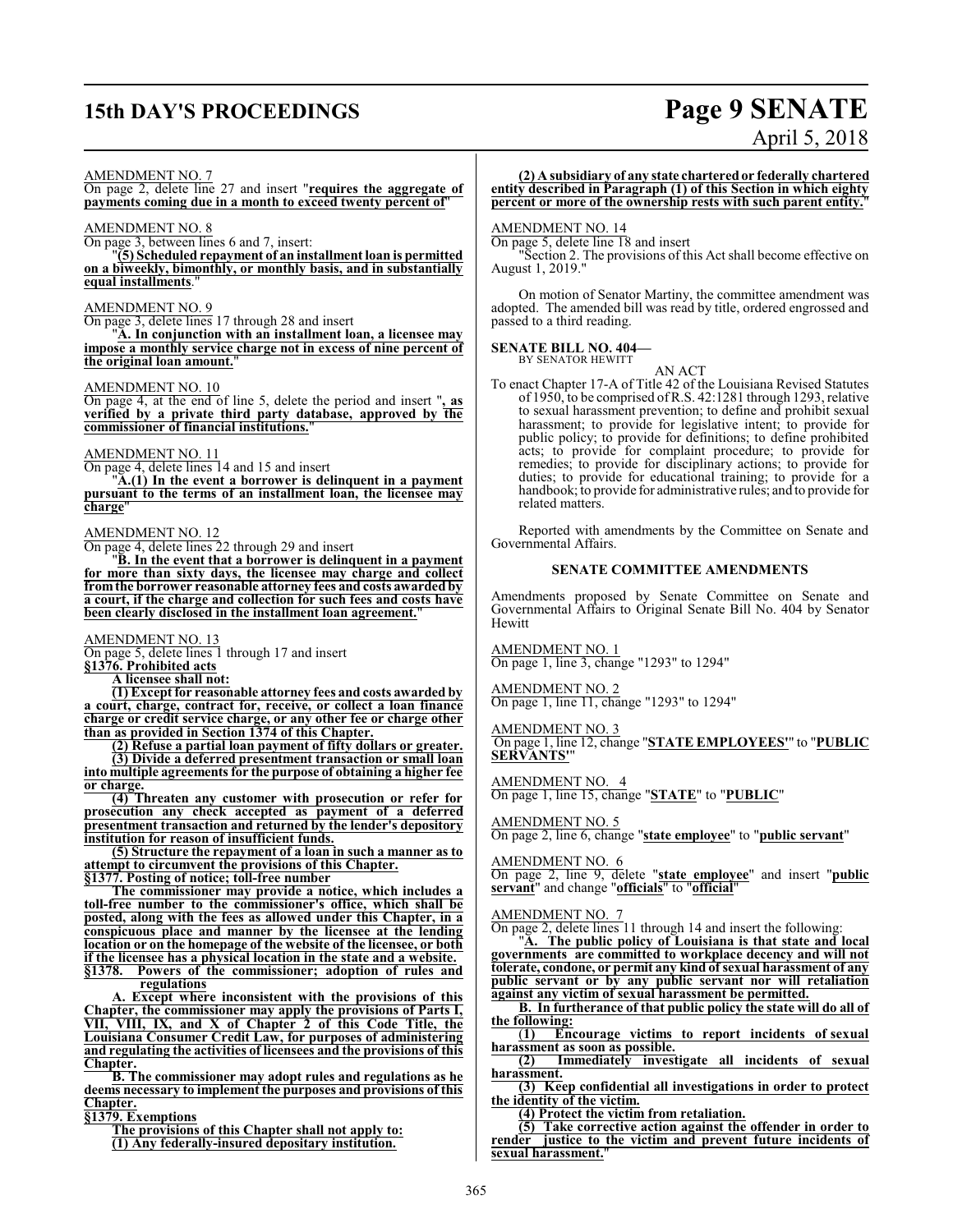AMENDMENT NO. 7
On page 2, delete line 27 and insert "**requires the aggregate of payments coming due in a month to exceed twenty percent of**"

AMENDMENT NO. 8
On page 3, between lines 6 and 7, insert:

"**(5) Scheduled repayment of an installment loan is permitted on a biweekly, bimonthly, or monthly basis, and in substantially equal installments**."

AMENDMENT NO. 9
On page 3, delete lines 17 through 28 and insert

"**A. In conjunction with an installment loan, a licensee may impose a monthly service charge not in excess of nine percent of the original loan amount.**"

AMENDMENT NO. 10
On page 4, at the end of line 5, delete the period and insert "**, as verified by a private third party database, approved by the commissioner of financial institutions.**"

AMENDMENT NO. 11
On page 4, delete lines 14 and 15 and insert

"**A.(1) In the event a borrower is delinquent in a payment pursuant to the terms of an installment loan, the licensee may charge**"

AMENDMENT NO. 12
On page 4, delete lines 22 through 29 and insert

"**B. In the event that a borrower is delinquent in a payment for more than sixty days, the licensee may charge and collect from the borrower reasonable attorney fees and costs awarded by a court, if the charge and collection for such fees and costs have been clearly disclosed in the installment loan agreement.**"

AMENDMENT NO. 13
On page 5, delete lines 1 through 17 and insert

**§1376. Prohibited acts**

**A licensee shall not:**

**(1) Except for reasonable attorney fees and costs awarded by a court, charge, contract for, receive, or collect a loan finance charge or credit service charge, or any other fee or charge other than as provided in Section 1374 of this Chapter.**

**(2) Refuse a partial loan payment of fifty dollars or greater.**

**(3) Divide a deferred presentment transaction or small loan into multiple agreements for the purpose of obtaining a higher fee or charge.**

**(4) Threaten any customer with prosecution or refer for prosecution any check accepted as payment of a deferred presentment transaction and returned by the lender's depository institution for reason of insufficient funds.**

**(5) Structure the repayment of a loan in such a manner as to attempt to circumvent the provisions of this Chapter.**

**§1377. Posting of notice; toll-free number**

**The commissioner may provide a notice, which includes a toll-free number to the commissioner's office, which shall be posted, along with the fees as allowed under this Chapter, in a conspicuous place and manner by the licensee at the lending location or on the homepage of the website of the licensee, or both if the licensee has a physical location in the state and a website.**

**§1378. Powers of the commissioner; adoption of rules and regulations**

**A. Except where inconsistent with the provisions of this Chapter, the commissioner may apply the provisions of Parts I, VII, VIII, IX, and X of Chapter 2 of this Code Title, the Louisiana Consumer Credit Law, for purposes of administering and regulating the activities of licensees and the provisions of this Chapter.**

**B. The commissioner may adopt rules and regulations as he deems necessary to implement the purposes and provisions of this Chapter.**

**§1379. Exemptions**

**The provisions of this Chapter shall not apply to:**

**(1) Any federally-insured depository institution.**

**(2) A subsidiary of any state chartered or federally chartered entity described in Paragraph (1) of this Section in which eighty percent or more of the ownership rests with such parent entity.**"

AMENDMENT NO. 14
On page 5, delete line 18 and insert

"Section 2. The provisions of this Act shall become effective on August 1, 2019."

On motion of Senator Martiny, the committee amendment was adopted. The amended bill was read by title, ordered engrossed and passed to a third reading.

**SENATE BILL NO. 404—**
BY SENATOR HEWITT

AN ACT

To enact Chapter 17-A of Title 42 of the Louisiana Revised Statutes of 1950, to be comprised of R.S. 42:1281 through 1293, relative to sexual harassment prevention; to define and prohibit sexual harassment; to provide for legislative intent; to provide for public policy; to provide for definitions; to define prohibited acts; to provide for complaint procedure; to provide for remedies; to provide for disciplinary actions; to provide for duties; to provide for educational training; to provide for a handbook; to provide for administrative rules; and to provide for related matters.

Reported with amendments by the Committee on Senate and Governmental Affairs.

**SENATE COMMITTEE AMENDMENTS**

Amendments proposed by Senate Committee on Senate and Governmental Affairs to Original Senate Bill No. 404 by Senator Hewitt

AMENDMENT NO. 1
On page 1, line 3, change "1293" to 1294"

AMENDMENT NO. 2
On page 1, line 11, change "1293" to "1294"

AMENDMENT NO. 3
On page 1, line 12, change "**STATE EMPLOYEES**" to "**PUBLIC SERVANTS**"

AMENDMENT NO. 4
On page 1, line 15, change "**STATE**" to "**PUBLIC**"

AMENDMENT NO. 5
On page 2, line 6, change "**state employee**" to "**public servant**"

AMENDMENT NO. 6
On page 2, line 9, delete "**state employee**" and insert "**public servant**" and change "**officials**" to "**official**"

AMENDMENT NO. 7
On page 2, delete lines 11 through 14 and insert the following:

"**A. The public policy of Louisiana is that state and local governments are committed to workplace decency and will not tolerate, condone, or permit any kind of sexual harassment of any public servant or by any public servant nor will retaliation against any victim of sexual harassment be permitted.**

**B. In furtherance of that public policy the state will do all of the following:**

**(1) Encourage victims to report incidents of sexual harassment as soon as possible.**

**(2) Immediately investigate all incidents of sexual harassment.**

**(3) Keep confidential all investigations in order to protect the identity of the victim.**

**(4) Protect the victim from retaliation.**

**(5) Take corrective action against the offender in order to render justice to the victim and prevent future incidents of sexual harassment.**"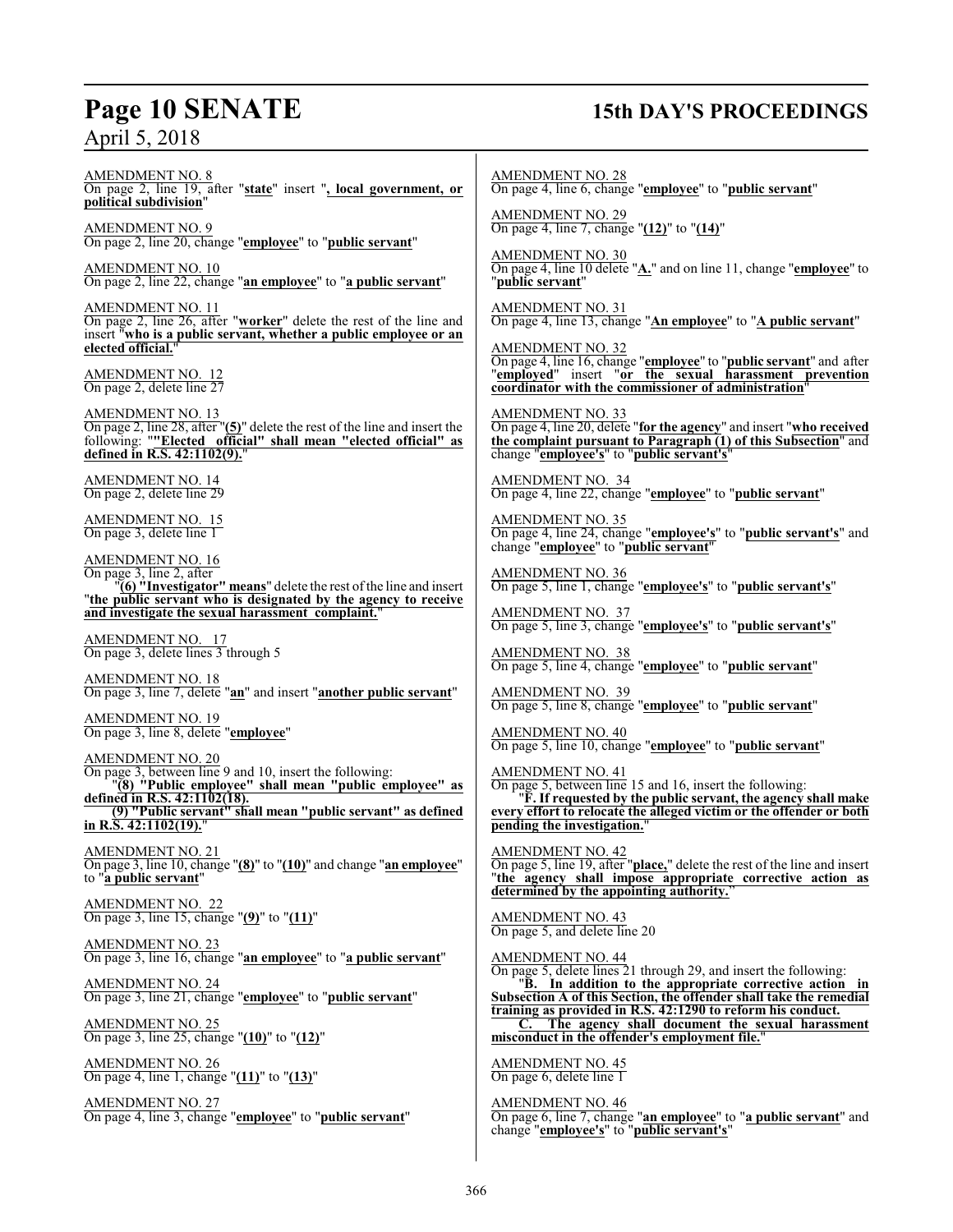AMENDMENT NO. 8
On page 2, line 19, after "**state**" insert "**, local government, or political subdivision**"

AMENDMENT NO. 9
On page 2, line 20, change "**employee**" to "**public servant**"

AMENDMENT NO. 10
On page 2, line 22, change "**an employee**" to "**a public servant**"

AMENDMENT NO. 11
On page 2, line 26, after "**worker**" delete the rest of the line and insert "**who is a public servant, whether a public employee or an elected official.**"

AMENDMENT NO. 12
On page 2, delete line 27

AMENDMENT NO. 13
On page 2, line 28, after "**(5)**" delete the rest of the line and insert the following: "**"Elected official" shall mean "elected official" as defined in R.S. 42:1102(9).**"

AMENDMENT NO. 14
On page 2, delete line 29

AMENDMENT NO. 15
On page 3, delete line 1

AMENDMENT NO. 16
On page 3, line 2, after
"**(6) "Investigator" means**" delete the rest of the line and insert "**the public servant who is designated by the agency to receive and investigate the sexual harassment complaint.**"

AMENDMENT NO. 17
On page 3, delete lines 3 through 5

AMENDMENT NO. 18
On page 3, line 7, delete "**an**" and insert "**another public servant**"

AMENDMENT NO. 19
On page 3, line 8, delete "**employee**"

AMENDMENT NO. 20
On page 3, between line 9 and 10, insert the following:
"**(8) "Public employee" shall mean "public employee" as defined in R.S. 42:1102(18).**
**(9) "Public servant" shall mean "public servant" as defined in R.S. 42:1102(19).**"

AMENDMENT NO. 21
On page 3, line 10, change "**(8)**" to "**(10)**" and change "**an employee**" to "**a public servant**"

AMENDMENT NO. 22
On page 3, line 15, change "**(9)**" to "**(11)**"

AMENDMENT NO. 23
On page 3, line 16, change "**an employee**" to "**a public servant**"

AMENDMENT NO. 24
On page 3, line 21, change "**employee**" to "**public servant**"

AMENDMENT NO. 25
On page 3, line 25, change "**(10)**" to "**(12)**"

AMENDMENT NO. 26
On page 4, line 1, change "**(11)**" to "**(13)**"

AMENDMENT NO. 27
On page 4, line 3, change "**employee**" to "**public servant**"

AMENDMENT NO. 28
On page 4, line 6, change "**employee**" to "**public servant**"

AMENDMENT NO. 29
On page 4, line 7, change "**(12)**" to "**(14)**"

AMENDMENT NO. 30
On page 4, line 10 delete "**A.**" and on line 11, change "**employee**" to "**public servant**"

AMENDMENT NO. 31
On page 4, line 13, change "**An employee**" to "**A public servant**"

AMENDMENT NO. 32
On page 4, line 16, change "**employee**" to "**public servant**" and after "**employed**" insert "**or the sexual harassment prevention coordinator with the commissioner of administration**"

AMENDMENT NO. 33
On page 4, line 20, delete "**for the agency**" and insert "**who received the complaint pursuant to Paragraph (1) of this Subsection**" and change "**employee's**" to "**public servant's**"

AMENDMENT NO. 34
On page 4, line 22, change "**employee**" to "**public servant**"

AMENDMENT NO. 35
On page 4, line 24, change "**employee's**" to "**public servant's**" and change "**employee**" to "**public servant**"

AMENDMENT NO. 36
On page 5, line 1, change "**employee's**" to "**public servant's**"

AMENDMENT NO. 37
On page 5, line 3, change "**employee's**" to "**public servant's**"

AMENDMENT NO. 38
On page 5, line 4, change "**employee**" to "**public servant**"

AMENDMENT NO. 39
On page 5, line 8, change "**employee**" to "**public servant**"

AMENDMENT NO. 40
On page 5, line 10, change "**employee**" to "**public servant**"

AMENDMENT NO. 41
On page 5, between line 15 and 16, insert the following:
"**F. If requested by the public servant, the agency shall make every effort to relocate the alleged victim or the offender or both pending the investigation.**"

AMENDMENT NO. 42
On page 5, line 19, after "**place,**" delete the rest of the line and insert "**the agency shall impose appropriate corrective action as determined by the appointing authority.**"

AMENDMENT NO. 43
On page 5, and delete line 20

AMENDMENT NO. 44
On page 5, delete lines 21 through 29, and insert the following:
"**B. In addition to the appropriate corrective action in Subsection A of this Section, the offender shall take the remedial training as provided in R.S. 42:1290 to reform his conduct.**
**C. The agency shall document the sexual harassment misconduct in the offender's employment file.**"

AMENDMENT NO. 45
On page 6, delete line 1

AMENDMENT NO. 46
On page 6, line 7, change "**an employee**" to "**a public servant**" and change "**employee's**" to "**public servant's**"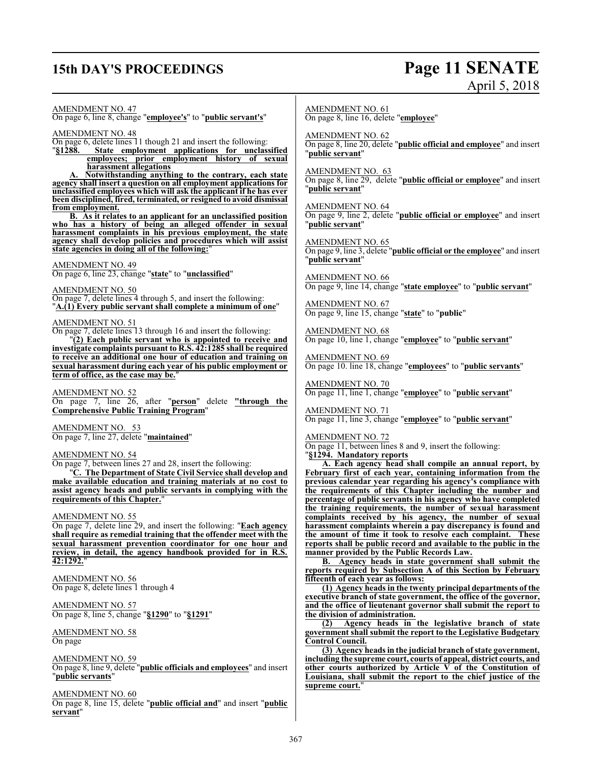AMENDMENT NO. 47
On page 6, line 8, change "**employee's**" to "**public servant's**"

AMENDMENT NO. 48
On page 6, delete lines 11 though 21 and insert the following:
"**§1288. State employment applications for unclassified employees; prior employment history of sexual harassment allegations**

**A. Notwithstanding anything to the contrary, each state agency shall insert a question on all employment applications for unclassified employees which will ask the applicant if he has ever been disciplined, fired, terminated, or resigned to avoid dismissal from employment.**

**B. As it relates to an applicant for an unclassified position who has a history of being an alleged offender in sexual harassment complaints in his previous employment, the state agency shall develop policies and procedures which will assist state agencies in doing all of the following:**"

AMENDMENT NO. 49
On page 6, line 23, change "**state**" to "**unclassified**"

AMENDMENT NO. 50
On page 7, delete lines 4 through 5, and insert the following:
"**A.(1) Every public servant shall complete a minimum of one**"

AMENDMENT NO. 51
On page 7, delete lines 13 through 16 and insert the following:
"**(2) Each public servant who is appointed to receive and investigate complaints pursuant to R.S. 42:1285 shall be required to receive an additional one hour of education and training on sexual harassment during each year of his public employment or term of office, as the case may be.**"

AMENDMENT NO. 52
On page 7, line 26, after "**person**" delete "**through the Comprehensive Public Training Program**"

AMENDMENT NO. 53
On page 7, line 27, delete "**maintained**"

AMENDMENT NO. 54
On page 7, between lines 27 and 28, insert the following:
"**C. The Department of State Civil Service shall develop and make available education and training materials at no cost to assist agency heads and public servants in complying with the requirements of this Chapter.**"

AMENDMENT NO. 55
On page 7, delete line 29, and insert the following: "**Each agency shall require as remedial training that the offender meet with the sexual harassment prevention coordinator for one hour and review, in detail, the agency handbook provided for in R.S. 42:1292.**"

AMENDMENT NO. 56
On page 8, delete lines 1 through 4

AMENDMENT NO. 57
On page 8, line 5, change "**§1290**" to "**§1291**"

AMENDMENT NO. 58
On page

AMENDMENT NO. 59
On page 8, line 9, delete "**public officials and employees**" and insert "**public servants**"

AMENDMENT NO. 60
On page 8, line 15, delete "**public official and**" and insert "**public servant**"

AMENDMENT NO. 61
On page 8, line 16, delete "**employee**"

AMENDMENT NO. 62
On page 8, line 20, delete "**public official and employee**" and insert "**public servant**"

AMENDMENT NO. 63
On page 8, line 29, delete "**public official or employee**" and insert "**public servant**"

AMENDMENT NO. 64
On page 9, line 2, delete "**public official or employee**" and insert "**public servant**"

AMENDMENT NO. 65
On page 9, line 3, delete "**public official or the employee**" and insert "**public servant**"

AMENDMENT NO. 66
On page 9, line 14, change "**state employee**" to "**public servant**"

AMENDMENT NO. 67
On page 9, line 15, change "**state**" to "**public**"

AMENDMENT NO. 68
On page 10, line 1, change "**employee**" to "**public servant**"

AMENDMENT NO. 69
On page 10. line 18, change "**employees**" to "**public servants**"

AMENDMENT NO. 70
On page 11, line 1, change "**employee**" to "**public servant**"

AMENDMENT NO. 71
On page 11, line 3, change "**employee**" to "**public servant**"

AMENDMENT NO. 72
On page 11, between lines 8 and 9, insert the following:
"**§1294. Mandatory reports**

**A. Each agency head shall compile an annual report, by February first of each year, containing information from the previous calendar year regarding his agency's compliance with the requirements of this Chapter including the number and percentage of public servants in his agency who have completed the training requirements, the number of sexual harassment complaints received by his agency, the number of sexual harassment complaints wherein a pay discrepancy is found and the amount of time it took to resolve each complaint. These reports shall be public record and available to the public in the manner provided by the Public Records Law.**

**B. Agency heads in state government shall submit the reports required by Subsection A of this Section by February fifteenth of each year as follows:**

**(1) Agency heads in the twenty principal departments of the executive branch of state government, the office of the governor, and the office of lieutenant governor shall submit the report to the division of administration.**

**(2) Agency heads in the legislative branch of state government shall submit the report to the Legislative Budgetary Control Council.**

**(3) Agency heads in the judicial branch of state government, including the supreme court, courts of appeal, district courts, and other courts authorized by Article V of the Constitution of Louisiana, shall submit the report to the chief justice of the supreme court.**"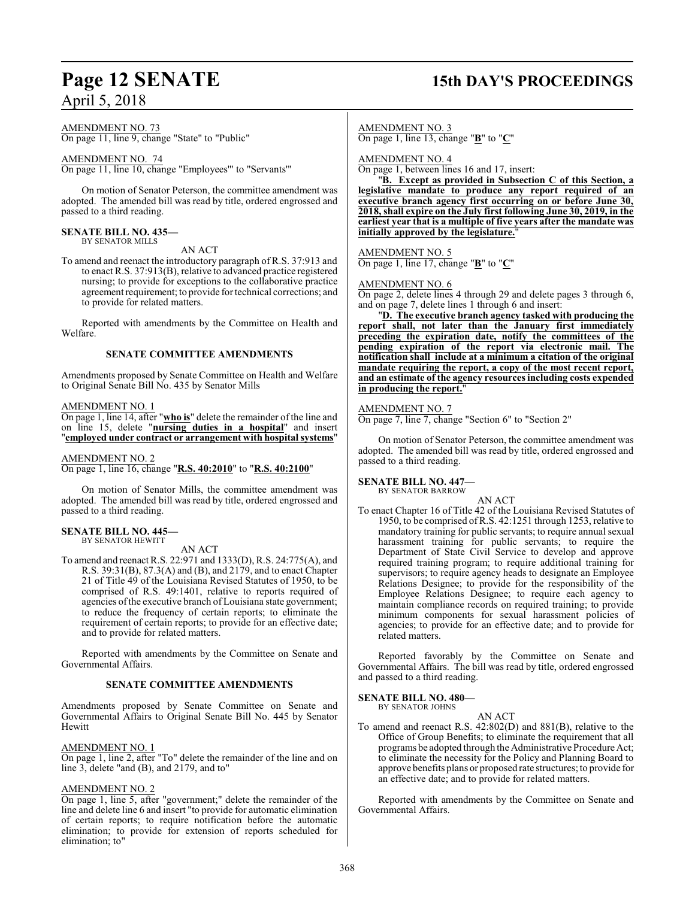AMENDMENT NO. 73
On page 11, line 9, change "State" to "Public"

AMENDMENT NO. 74
On page 11, line 10, change "Employees'" to "Servants'"

On motion of Senator Peterson, the committee amendment was adopted. The amended bill was read by title, ordered engrossed and passed to a third reading.

**SENATE BILL NO. 435—**
BY SENATOR MILLS

AN ACT

To amend and reenact the introductory paragraph of R.S. 37:913 and to enact R.S. 37:913(B), relative to advanced practice registered nursing; to provide for exceptions to the collaborative practice agreement requirement; to provide for technical corrections; and to provide for related matters.

Reported with amendments by the Committee on Health and Welfare.

**SENATE COMMITTEE AMENDMENTS**

Amendments proposed by Senate Committee on Health and Welfare to Original Senate Bill No. 435 by Senator Mills

AMENDMENT NO. 1
On page 1, line 14, after "**who is**" delete the remainder of the line and on line 15, delete "**nursing duties in a hospital**" and insert "**employed under contract or arrangement with hospital systems**"

AMENDMENT NO. 2
On page 1, line 16, change "**R.S. 40:2010**" to "**R.S. 40:2100**"

On motion of Senator Mills, the committee amendment was adopted. The amended bill was read by title, ordered engrossed and passed to a third reading.

**SENATE BILL NO. 445—**
BY SENATOR HEWITT

AN ACT

To amend and reenact R.S. 22:971 and 1333(D), R.S. 24:775(A), and R.S. 39:31(B), 87.3(A) and (B), and 2179, and to enact Chapter 21 of Title 49 of the Louisiana Revised Statutes of 1950, to be comprised of R.S. 49:1401, relative to reports required of agencies of the executive branch of Louisiana state government; to reduce the frequency of certain reports; to eliminate the requirement of certain reports; to provide for an effective date; and to provide for related matters.

Reported with amendments by the Committee on Senate and Governmental Affairs.

**SENATE COMMITTEE AMENDMENTS**

Amendments proposed by Senate Committee on Senate and Governmental Affairs to Original Senate Bill No. 445 by Senator Hewitt

AMENDMENT NO. 1
On page 1, line 2, after "To" delete the remainder of the line and on line 3, delete "and (B), and 2179, and to"

AMENDMENT NO. 2
On page 1, line 5, after "government;" delete the remainder of the line and delete line 6 and insert "to provide for automatic elimination of certain reports; to require notification before the automatic elimination; to provide for extension of reports scheduled for elimination; to"

AMENDMENT NO. 3
On page 1, line 13, change "**B**" to "**C**"

AMENDMENT NO. 4
On page 1, between lines 16 and 17, insert:

"**B. Except as provided in Subsection C of this Section, a legislative mandate to produce any report required of an executive branch agency first occurring on or before June 30, 2018, shall expire on the July first following June 30, 2019, in the earliest year that is a multiple of five years after the mandate was initially approved by the legislature.**"

AMENDMENT NO. 5
On page 1, line 17, change "**B**" to "**C**"

AMENDMENT NO. 6
On page 2, delete lines 4 through 29 and delete pages 3 through 6, and on page 7, delete lines 1 through 6 and insert:

"**D. The executive branch agency tasked with producing the report shall, not later than the January first immediately preceding the expiration date, notify the committees of the pending expiration of the report via electronic mail. The notification shall include at a minimum a citation of the original mandate requiring the report, a copy of the most recent report, and an estimate of the agency resources including costs expended in producing the report.**"

AMENDMENT NO. 7
On page 7, line 7, change "Section 6" to "Section 2"

On motion of Senator Peterson, the committee amendment was adopted. The amended bill was read by title, ordered engrossed and passed to a third reading.

**SENATE BILL NO. 447—**
BY SENATOR BARROW

AN ACT

To enact Chapter 16 of Title 42 of the Louisiana Revised Statutes of 1950, to be comprised of R.S. 42:1251 through 1253, relative to mandatory training for public servants; to require annual sexual harassment training for public servants; to require the Department of State Civil Service to develop and approve required training program; to require additional training for supervisors; to require agency heads to designate an Employee Relations Designee; to provide for the responsibility of the Employee Relations Designee; to require each agency to maintain compliance records on required training; to provide minimum components for sexual harassment policies of agencies; to provide for an effective date; and to provide for related matters.

Reported favorably by the Committee on Senate and Governmental Affairs. The bill was read by title, ordered engrossed and passed to a third reading.

**SENATE BILL NO. 480—**
BY SENATOR JOHNS

AN ACT

To amend and reenact R.S. 42:802(D) and 881(B), relative to the Office of Group Benefits; to eliminate the requirement that all programs be adopted through the Administrative Procedure Act; to eliminate the necessity for the Policy and Planning Board to approve benefits plans or proposed rate structures; to provide for an effective date; and to provide for related matters.

Reported with amendments by the Committee on Senate and Governmental Affairs.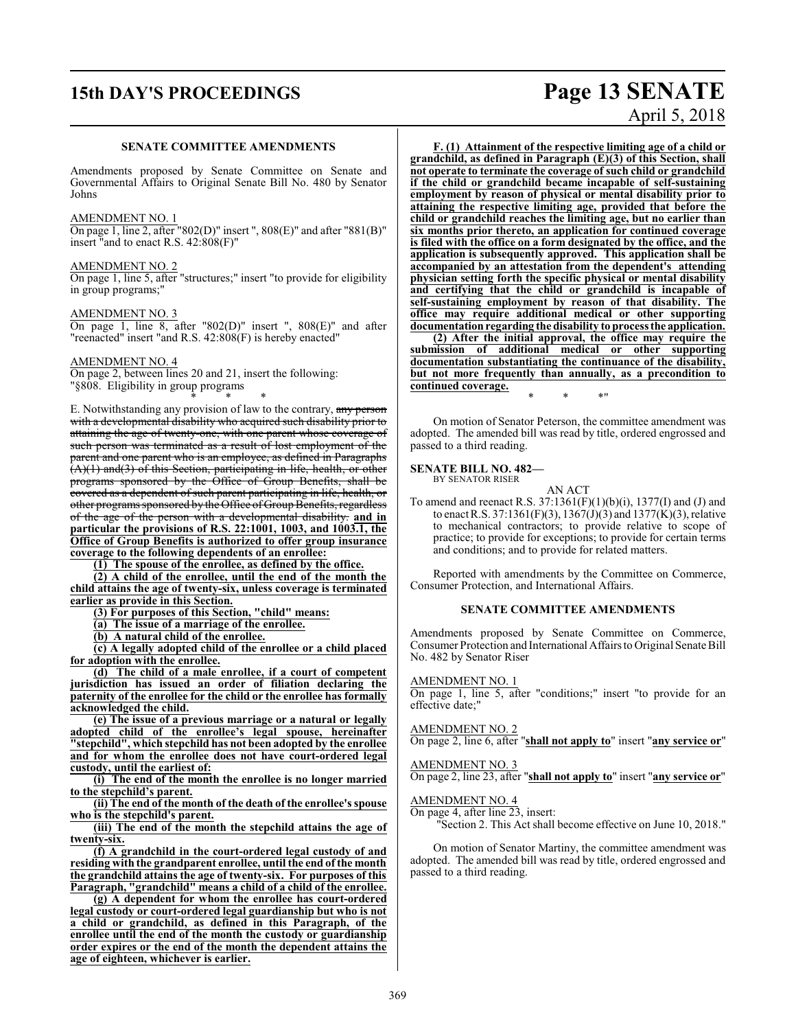### SENATE COMMITTEE AMENDMENTS

Amendments proposed by Senate Committee on Senate and Governmental Affairs to Original Senate Bill No. 480 by Senator Johns

AMENDMENT NO. 1

On page 1, line 2, after "802(D)" insert ", 808(E)" and after "881(B)" insert "and to enact R.S. 42:808(F)"

AMENDMENT NO. 2

On page 1, line 5, after "structures;" insert "to provide for eligibility in group programs;"

AMENDMENT NO. 3

On page 1, line 8, after "802(D)" insert ", 808(E)" and after "reenacted" insert "and R.S. 42:808(F) is hereby enacted"

AMENDMENT NO. 4

On page 2, between lines 20 and 21, insert the following:

"§808. Eligibility in group programs

\* \* \*

E. Notwithstanding any provision of law to the contrary, ~~any person with a developmental disability who acquired such disability prior to attaining the age of twenty-one, with one parent whose coverage of such person was terminated as a result of lost employment of the parent and one parent who is an employee, as defined in Paragraphs (A)(1) and(3) of this Section, participating in life, health, or other programs sponsored by the Office of Group Benefits, shall be covered as a dependent of such parent participating in life, health, or other programs sponsored by the Office of Group Benefits, regardless of the age of the person with a developmental disability.~~ **and in particular the provisions of R.S. 22:1001, 1003, and 1003.1, the Office of Group Benefits is authorized to offer group insurance coverage to the following dependents of an enrollee:**

**(1) The spouse of the enrollee, as defined by the office.**

**(2) A child of the enrollee, until the end of the month the child attains the age of twenty-six, unless coverage is terminated earlier as provide in this Section.**

**(3) For purposes of this Section, "child" means:**

**(a) The issue of a marriage of the enrollee.**

**(b) A natural child of the enrollee.**

**(c) A legally adopted child of the enrollee or a child placed for adoption with the enrollee.**

**(d) The child of a male enrollee, if a court of competent jurisdiction has issued an order of filiation declaring the paternity of the enrollee for the child or the enrollee has formally acknowledged the child.**

**(e) The issue of a previous marriage or a natural or legally adopted child of the enrollee's legal spouse, hereinafter "stepchild", which stepchild has not been adopted by the enrollee and for whom the enrollee does not have court-ordered legal custody, until the earliest of:**

**(i) The end of the month the enrollee is no longer married to the stepchild's parent.**

**(ii) The end of the month of the death of the enrollee's spouse who is the stepchild's parent.**

**(iii) The end of the month the stepchild attains the age of twenty-six.**

**(f) A grandchild in the court-ordered legal custody of and residing with the grandparent enrollee, until the end of the month the grandchild attains the age of twenty-six. For purposes of this Paragraph, "grandchild" means a child of a child of the enrollee.**

**(g) A dependent for whom the enrollee has court-ordered legal custody or court-ordered legal guardianship but who is not a child or grandchild, as defined in this Paragraph, of the enrollee until the end of the month the custody or guardianship order expires or the end of the month the dependent attains the age of eighteen, whichever is earlier.**

**F. (1) Attainment of the respective limiting age of a child or grandchild, as defined in Paragraph (E)(3) of this Section, shall not operate to terminate the coverage of such child or grandchild if the child or grandchild became incapable of self-sustaining employment by reason of physical or mental disability prior to attaining the respective limiting age, provided that before the child or grandchild reaches the limiting age, but no earlier than six months prior thereto, an application for continued coverage is filed with the office on a form designated by the office, and the application is subsequently approved. This application shall be accompanied by an attestation from the dependent's attending physician setting forth the specific physical or mental disability and certifying that the child or grandchild is incapable of self-sustaining employment by reason of that disability. The office may require additional medical or other supporting documentation regarding the disability to process the application.**

**(2) After the initial approval, the office may require the submission of additional medical or other supporting documentation substantiating the continuance of the disability, but not more frequently than annually, as a precondition to continued coverage.**

\* \* \*"

On motion of Senator Peterson, the committee amendment was adopted. The amended bill was read by title, ordered engrossed and passed to a third reading.

**SENATE BILL NO. 482—**
BY SENATOR RISER

AN ACT

To amend and reenact R.S. 37:1361(F)(1)(b)(i), 1377(I) and (J) and to enact R.S. 37:1361(F)(3), 1367(J)(3) and 1377(K)(3), relative to mechanical contractors; to provide relative to scope of practice; to provide for exceptions; to provide for certain terms and conditions; and to provide for related matters.

Reported with amendments by the Committee on Commerce, Consumer Protection, and International Affairs.

### SENATE COMMITTEE AMENDMENTS

Amendments proposed by Senate Committee on Commerce, Consumer Protection and International Affairs to Original Senate Bill No. 482 by Senator Riser

AMENDMENT NO. 1

On page 1, line 5, after "conditions;" insert "to provide for an effective date;"

AMENDMENT NO. 2

On page 2, line 6, after "**shall not apply to**" insert "**any service or**"

AMENDMENT NO. 3

On page 2, line 23, after "**shall not apply to**" insert "**any service or**"

AMENDMENT NO. 4

On page 4, after line 23, insert:

"Section 2. This Act shall become effective on June 10, 2018."

On motion of Senator Martiny, the committee amendment was adopted. The amended bill was read by title, ordered engrossed and passed to a third reading.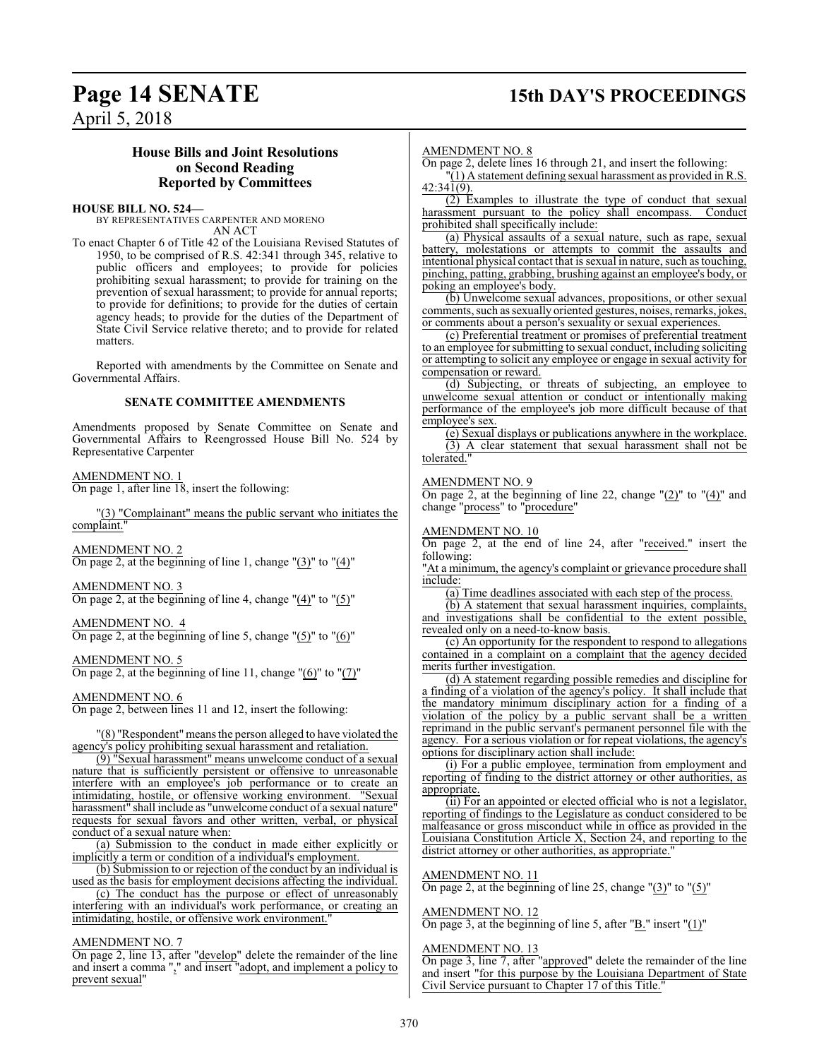### House Bills and Joint Resolutions on Second Reading Reported by Committees

**HOUSE BILL NO. 524—**

BY REPRESENTATIVES CARPENTER AND MORENO

AN ACT

To enact Chapter 6 of Title 42 of the Louisiana Revised Statutes of 1950, to be comprised of R.S. 42:341 through 345, relative to public officers and employees; to provide for policies prohibiting sexual harassment; to provide for training on the prevention of sexual harassment; to provide for annual reports; to provide for definitions; to provide for the duties of certain agency heads; to provide for the duties of the Department of State Civil Service relative thereto; and to provide for related matters.

Reported with amendments by the Committee on Senate and Governmental Affairs.

#### SENATE COMMITTEE AMENDMENTS

Amendments proposed by Senate Committee on Senate and Governmental Affairs to Reengrossed House Bill No. 524 by Representative Carpenter

AMENDMENT NO. 1

On page 1, after line 18, insert the following:

"(3) "Complainant" means the public servant who initiates the complaint."

AMENDMENT NO. 2

On page 2, at the beginning of line 1, change "(3)" to "(4)"

AMENDMENT NO. 3

On page 2, at the beginning of line 4, change "(4)" to "(5)"

AMENDMENT NO. 4

On page 2, at the beginning of line 5, change "(5)" to "(6)"

AMENDMENT NO. 5

On page 2, at the beginning of line 11, change "(6)" to "(7)"

AMENDMENT NO. 6

On page 2, between lines 11 and 12, insert the following:

"(8) "Respondent" means the person alleged to have violated the agency's policy prohibiting sexual harassment and retaliation.

(9) "Sexual harassment" means unwelcome conduct of a sexual nature that is sufficiently persistent or offensive to unreasonable interfere with an employee's job performance or to create an intimidating, hostile, or offensive working environment. "Sexual harassment" shall include as "unwelcome conduct of a sexual nature" requests for sexual favors and other written, verbal, or physical conduct of a sexual nature when:

(a) Submission to the conduct in made either explicitly or implicitly a term or condition of a individual's employment.

(b) Submission to or rejection of the conduct by an individual is used as the basis for employment decisions affecting the individual.

(c) The conduct has the purpose or effect of unreasonably interfering with an individual's work performance, or creating an intimidating, hostile, or offensive work environment."

AMENDMENT NO. 7

On page 2, line 13, after "develop" delete the remainder of the line and insert a comma "," and insert "adopt, and implement a policy to prevent sexual"

AMENDMENT NO. 8

On page 2, delete lines 16 through 21, and insert the following:

"(1) A statement defining sexual harassment as provided in R.S. 42:341(9).

(2) Examples to illustrate the type of conduct that sexual harassment pursuant to the policy shall encompass. Conduct prohibited shall specifically include:

(a) Physical assaults of a sexual nature, such as rape, sexual battery, molestations or attempts to commit the assaults and intentional physical contact that is sexual in nature, such as touching, pinching, patting, grabbing, brushing against an employee's body, or poking an employee's body.

(b) Unwelcome sexual advances, propositions, or other sexual comments, such as sexually oriented gestures, noises, remarks, jokes, or comments about a person's sexuality or sexual experiences.

(c) Preferential treatment or promises of preferential treatment to an employee for submitting to sexual conduct, including soliciting or attempting to solicit any employee or engage in sexual activity for compensation or reward.

(d) Subjecting, or threats of subjecting, an employee to unwelcome sexual attention or conduct or intentionally making performance of the employee's job more difficult because of that employee's sex.

(e) Sexual displays or publications anywhere in the workplace.

(3) A clear statement that sexual harassment shall not be tolerated."

AMENDMENT NO. 9

On page 2, at the beginning of line 22, change "(2)" to "(4)" and change "process" to "procedure"

AMENDMENT NO. 10

On page 2, at the end of line 24, after "received." insert the following:

"At a minimum, the agency's complaint or grievance procedure shall include:

(a) Time deadlines associated with each step of the process.

(b) A statement that sexual harassment inquiries, complaints, and investigations shall be confidential to the extent possible, revealed only on a need-to-know basis.

(c) An opportunity for the respondent to respond to allegations contained in a complaint on a complaint that the agency decided merits further investigation.

(d) A statement regarding possible remedies and discipline for a finding of a violation of the agency's policy. It shall include that the mandatory minimum disciplinary action for a finding of a violation of the policy by a public servant shall be a written reprimand in the public servant's permanent personnel file with the agency. For a serious violation or for repeat violations, the agency's options for disciplinary action shall include:

(i) For a public employee, termination from employment and reporting of finding to the district attorney or other authorities, as appropriate.

(ii) For an appointed or elected official who is not a legislator, reporting of findings to the Legislature as conduct considered to be malfeasance or gross misconduct while in office as provided in the Louisiana Constitution Article X, Section 24, and reporting to the district attorney or other authorities, as appropriate."

AMENDMENT NO. 11

On page 2, at the beginning of line 25, change "(3)" to "(5)"

AMENDMENT NO. 12

On page 3, at the beginning of line 5, after "B." insert "(1)"

AMENDMENT NO. 13

On page 3, line 7, after "approved" delete the remainder of the line and insert "for this purpose by the Louisiana Department of State Civil Service pursuant to Chapter 17 of this Title."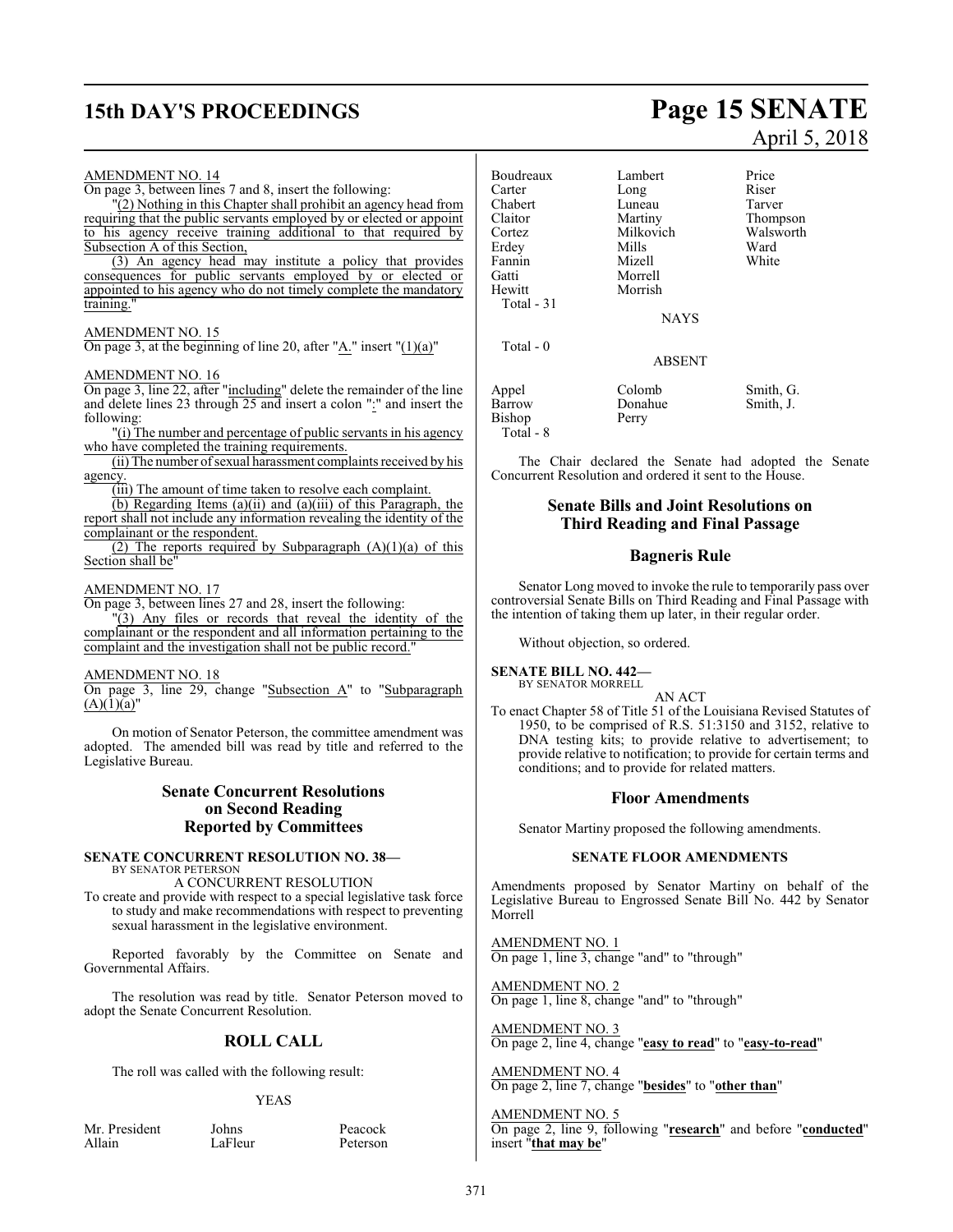AMENDMENT NO. 14

On page 3, between lines 7 and 8, insert the following:

"(2) Nothing in this Chapter shall prohibit an agency head from requiring that the public servants employed by or elected or appoint to his agency receive training additional to that required by Subsection A of this Section,

(3) An agency head may institute a policy that provides consequences for public servants employed by or elected or appointed to his agency who do not timely complete the mandatory training."

AMENDMENT NO. 15

On page 3, at the beginning of line 20, after "A." insert "(1)(a)"

AMENDMENT NO. 16

On page 3, line 22, after "including" delete the remainder of the line and delete lines 23 through 25 and insert a colon ":" and insert the following:

"(i) The number and percentage of public servants in his agency who have completed the training requirements.

(ii) The number of sexual harassment complaints received by his agency.

(iii) The amount of time taken to resolve each complaint.

(b) Regarding Items (a)(ii) and (a)(iii) of this Paragraph, the report shall not include any information revealing the identity of the complainant or the respondent.

(2) The reports required by Subparagraph (A)(1)(a) of this Section shall be"

AMENDMENT NO. 17

On page 3, between lines 27 and 28, insert the following:

"(3) Any files or records that reveal the identity of the complainant or the respondent and all information pertaining to the complaint and the investigation shall not be public record."

AMENDMENT NO. 18

On page 3, line 29, change "Subsection A" to "Subparagraph (A)(1)(a)"

On motion of Senator Peterson, the committee amendment was adopted. The amended bill was read by title and referred to the Legislative Bureau.

## Senate Concurrent Resolutions on Second Reading Reported by Committees

**SENATE CONCURRENT RESOLUTION NO. 38—**
BY SENATOR PETERSON

A CONCURRENT RESOLUTION

To create and provide with respect to a special legislative task force to study and make recommendations with respect to preventing sexual harassment in the legislative environment.

Reported favorably by the Committee on Senate and Governmental Affairs.

The resolution was read by title. Senator Peterson moved to adopt the Senate Concurrent Resolution.

## ROLL CALL

The roll was called with the following result:

YEAS

| | | |
|---|---|---|
| Mr. President | Johns | Peacock |
| Allain | LaFleur | Peterson |
| Boudreaux | Lambert | Price |
| Carter | Long | Riser |
| Chabert | Luneau | Tarver |
| Claitor | Martiny | Thompson |
| Cortez | Milkovich | Walsworth |
| Erdey | Mills | Ward |
| Fannin | Mizell | White |
| Gatti | Morrell | |
| Hewitt | Morrish | |
| Total - 31 | | |

NAYS

Total - 0

ABSENT

| | | |
|---|---|---|
| Appel | Colomb | Smith, G. |
| Barrow | Donahue | Smith, J. |
| Bishop | Perry | |
| Total - 8 | | |

The Chair declared the Senate had adopted the Senate Concurrent Resolution and ordered it sent to the House.

## Senate Bills and Joint Resolutions on Third Reading and Final Passage

## Bagneris Rule

Senator Long moved to invoke the rule to temporarily pass over controversial Senate Bills on Third Reading and Final Passage with the intention of taking them up later, in their regular order.

Without objection, so ordered.

**SENATE BILL NO. 442—**
BY SENATOR MORRELL

AN ACT

To enact Chapter 58 of Title 51 of the Louisiana Revised Statutes of 1950, to be comprised of R.S. 51:3150 and 3152, relative to DNA testing kits; to provide relative to advertisement; to provide relative to notification; to provide for certain terms and conditions; and to provide for related matters.

## Floor Amendments

Senator Martiny proposed the following amendments.

**SENATE FLOOR AMENDMENTS**

Amendments proposed by Senator Martiny on behalf of the Legislative Bureau to Engrossed Senate Bill No. 442 by Senator Morrell

AMENDMENT NO. 1

On page 1, line 3, change "and" to "through"

AMENDMENT NO. 2

On page 1, line 8, change "and" to "through"

AMENDMENT NO. 3

On page 2, line 4, change "**easy to read**" to "**easy-to-read**"

AMENDMENT NO. 4

On page 2, line 7, change "**besides**" to "**other than**"

AMENDMENT NO. 5

On page 2, line 9, following "**research**" and before "**conducted**" insert "**that may be**"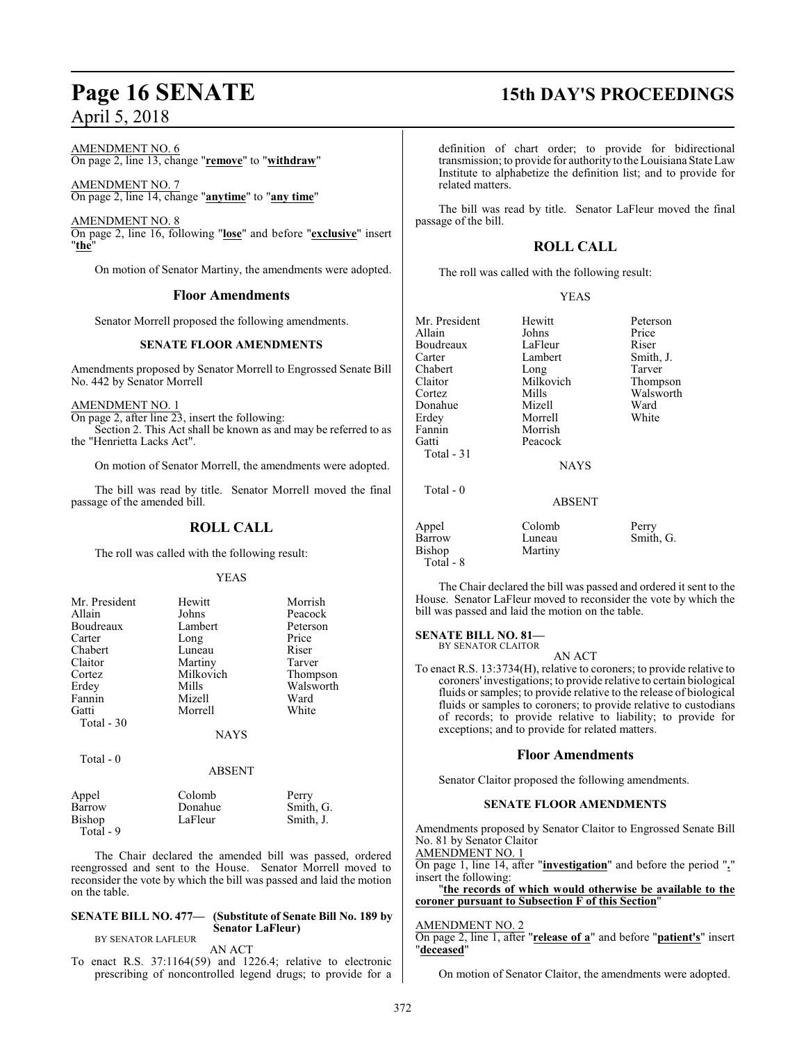AMENDMENT NO. 6
On page 2, line 13, change "**remove**" to "**withdraw**"

AMENDMENT NO. 7
On page 2, line 14, change "**anytime**" to "**any time**"

AMENDMENT NO. 8
On page 2, line 16, following "**lose**" and before "**exclusive**" insert "**the**"

On motion of Senator Martiny, the amendments were adopted.

## Floor Amendments

Senator Morrell proposed the following amendments.

### SENATE FLOOR AMENDMENTS

Amendments proposed by Senator Morrell to Engrossed Senate Bill No. 442 by Senator Morrell

AMENDMENT NO. 1
On page 2, after line 23, insert the following:
Section 2. This Act shall be known as and may be referred to as the "Henrietta Lacks Act".

On motion of Senator Morrell, the amendments were adopted.

The bill was read by title. Senator Morrell moved the final passage of the amended bill.

## ROLL CALL

The roll was called with the following result:

YEAS

| | | |
|---|---|---|
| Mr. President | Hewitt | Morrish |
| Allain | Johns | Peacock |
| Boudreaux | Lambert | Peterson |
| Carter | Long | Price |
| Chabert | Luneau | Riser |
| Claitor | Martiny | Tarver |
| Cortez | Milkovich | Thompson |
| Erdey | Mills | Walsworth |
| Fannin | Mizell | Ward |
| Gatti | Morrell | White |
| Total - 30 | | |

NAYS

Total - 0

ABSENT

| | | |
|---|---|---|
| Appel | Colomb | Perry |
| Barrow | Donahue | Smith, G. |
| Bishop | LaFleur | Smith, J. |
| Total - 9 | | |

The Chair declared the amended bill was passed, ordered reengrossed and sent to the House. Senator Morrell moved to reconsider the vote by which the bill was passed and laid the motion on the table.

**SENATE BILL NO. 477— (Substitute of Senate Bill No. 189 by Senator LaFleur)**
BY SENATOR LAFLEUR

AN ACT

To enact R.S. 37:1164(59) and 1226.4; relative to electronic prescribing of noncontrolled legend drugs; to provide for a definition of chart order; to provide for bidirectional transmission; to provide for authority to the Louisiana State Law Institute to alphabetize the definition list; and to provide for related matters.

The bill was read by title. Senator LaFleur moved the final passage of the bill.

## ROLL CALL

The roll was called with the following result:

YEAS

| | | |
|---|---|---|
| Mr. President | Hewitt | Peterson |
| Allain | Johns | Price |
| Boudreaux | LaFleur | Riser |
| Carter | Lambert | Smith, J. |
| Chabert | Long | Tarver |
| Claitor | Milkovich | Thompson |
| Cortez | Mills | Walsworth |
| Donahue | Mizell | Ward |
| Erdey | Morrell | White |
| Fannin | Morrish | |
| Gatti | Peacock | |
| Total - 31 | | |

NAYS

Total - 0

ABSENT

| | | |
|---|---|---|
| Appel | Colomb | Perry |
| Barrow | Luneau | Smith, G. |
| Bishop | Martiny | |
| Total - 8 | | |

The Chair declared the bill was passed and ordered it sent to the House. Senator LaFleur moved to reconsider the vote by which the bill was passed and laid the motion on the table.

**SENATE BILL NO. 81—**
BY SENATOR CLAITOR

AN ACT

To enact R.S. 13:3734(H), relative to coroners; to provide relative to coroners' investigations; to provide relative to certain biological fluids or samples; to provide relative to the release of biological fluids or samples to coroners; to provide relative to custodians of records; to provide relative to liability; to provide for exceptions; and to provide for related matters.

## Floor Amendments

Senator Claitor proposed the following amendments.

### SENATE FLOOR AMENDMENTS

Amendments proposed by Senator Claitor to Engrossed Senate Bill No. 81 by Senator Claitor

AMENDMENT NO. 1
On page 1, line 14, after "**investigation**" and before the period "**.**" insert the following:

"**the records of which would otherwise be available to the coroner pursuant to Subsection F of this Section**"

AMENDMENT NO. 2
On page 2, line 1, after "**release of a**" and before "**patient's**" insert "**deceased**"

On motion of Senator Claitor, the amendments were adopted.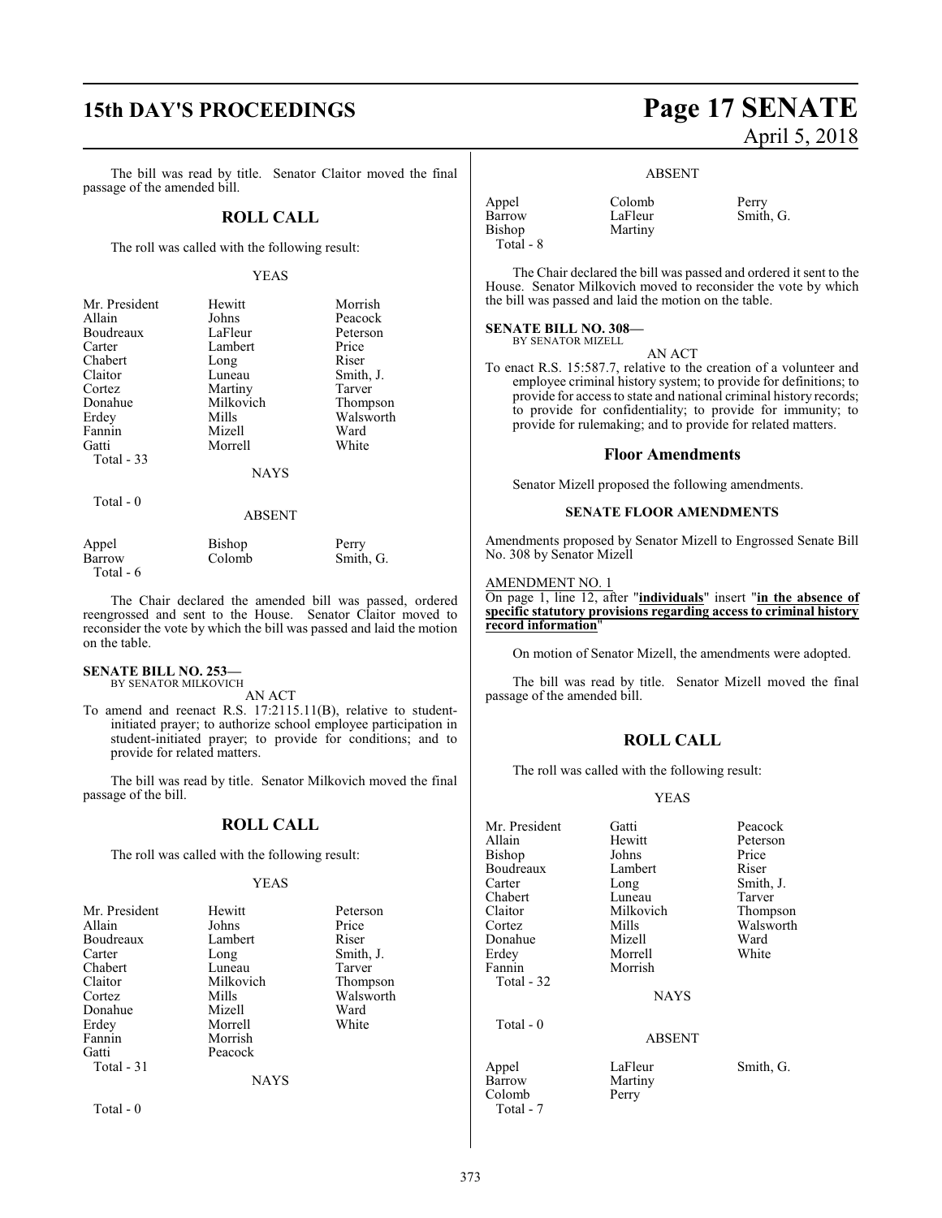The bill was read by title. Senator Claitor moved the final passage of the amended bill.

## ROLL CALL

The roll was called with the following result:

YEAS

| | | |
|---|---|---|
| Mr. President | Hewitt | Morrish |
| Allain | Johns | Peacock |
| Boudreaux | LaFleur | Peterson |
| Carter | Lambert | Price |
| Chabert | Long | Riser |
| Claitor | Luneau | Smith, J. |
| Cortez | Martiny | Tarver |
| Donahue | Milkovich | Thompson |
| Erdey | Mills | Walsworth |
| Fannin | Mizell | Ward |
| Gatti | Morrell | White |
| Total - 33 | | |

NAYS

Total - 0

ABSENT

| | | |
|---|---|---|
| Appel | Bishop | Perry |
| Barrow | Colomb | Smith, G. |
| Total - 6 | | |

The Chair declared the amended bill was passed, ordered reengrossed and sent to the House. Senator Claitor moved to reconsider the vote by which the bill was passed and laid the motion on the table.

**SENATE BILL NO. 253—**
BY SENATOR MILKOVICH

AN ACT

To amend and reenact R.S. 17:2115.11(B), relative to student-initiated prayer; to authorize school employee participation in student-initiated prayer; to provide for conditions; and to provide for related matters.

The bill was read by title. Senator Milkovich moved the final passage of the bill.

## ROLL CALL

The roll was called with the following result:

YEAS

| | | |
|---|---|---|
| Mr. President | Hewitt | Peterson |
| Allain | Johns | Price |
| Boudreaux | Lambert | Riser |
| Carter | Long | Smith, J. |
| Chabert | Luneau | Tarver |
| Claitor | Milkovich | Thompson |
| Cortez | Mills | Walsworth |
| Donahue | Mizell | Ward |
| Erdey | Morrell | White |
| Fannin | Morrish | |
| Gatti | Peacock | |
| Total - 31 | | |

NAYS

Total - 0

ABSENT

| | | |
|---|---|---|
| Appel | Colomb | Perry |
| Barrow | LaFleur | Smith, G. |
| Bishop | Martiny | |
| Total - 8 | | |

The Chair declared the bill was passed and ordered it sent to the House. Senator Milkovich moved to reconsider the vote by which the bill was passed and laid the motion on the table.

**SENATE BILL NO. 308—**
BY SENATOR MIZELL

AN ACT

To enact R.S. 15:587.7, relative to the creation of a volunteer and employee criminal history system; to provide for definitions; to provide for access to state and national criminal history records; to provide for confidentiality; to provide for immunity; to provide for rulemaking; and to provide for related matters.

### Floor Amendments

Senator Mizell proposed the following amendments.

**SENATE FLOOR AMENDMENTS**

Amendments proposed by Senator Mizell to Engrossed Senate Bill No. 308 by Senator Mizell

AMENDMENT NO. 1
On page 1, line 12, after "**individuals**" insert "**in the absence of specific statutory provisions regarding access to criminal history record information**"

On motion of Senator Mizell, the amendments were adopted.

The bill was read by title. Senator Mizell moved the final passage of the amended bill.

## ROLL CALL

The roll was called with the following result:

YEAS

| | | |
|---|---|---|
| Mr. President | Gatti | Peacock |
| Allain | Hewitt | Peterson |
| Bishop | Johns | Price |
| Boudreaux | Lambert | Riser |
| Carter | Long | Smith, J. |
| Chabert | Luneau | Tarver |
| Claitor | Milkovich | Thompson |
| Cortez | Mills | Walsworth |
| Donahue | Mizell | Ward |
| Erdey | Morrell | White |
| Fannin | Morrish | |
| Total - 32 | | |

NAYS

Total - 0

ABSENT

| | | |
|---|---|---|
| Appel | LaFleur | Smith, G. |
| Barrow | Martiny | |
| Colomb | Perry | |
| Total - 7 | | |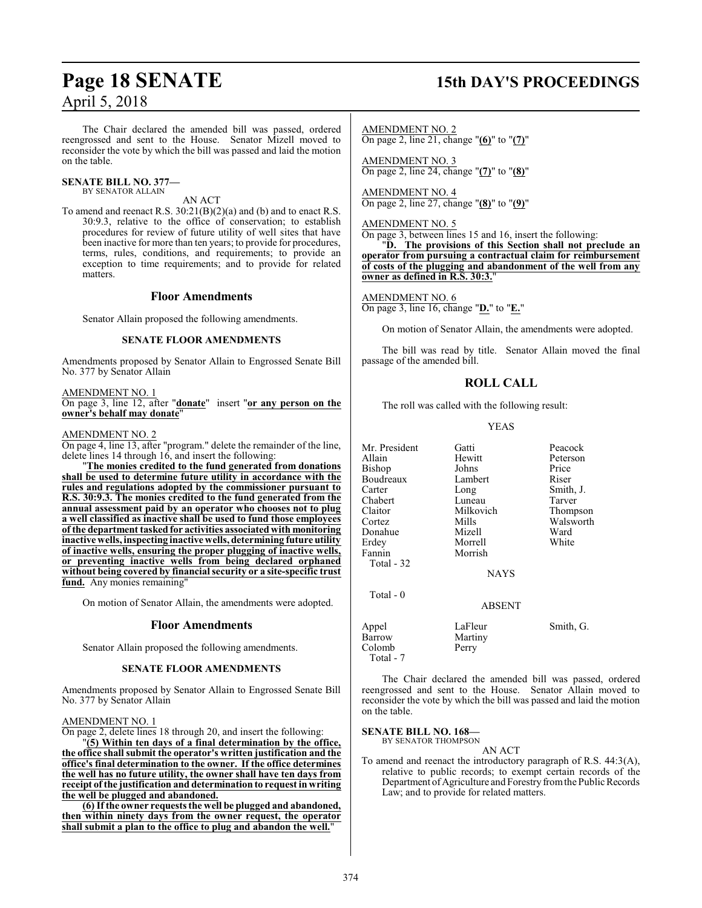The Chair declared the amended bill was passed, ordered reengrossed and sent to the House. Senator Mizell moved to reconsider the vote by which the bill was passed and laid the motion on the table.

**SENATE BILL NO. 377—**
BY SENATOR ALLAIN

AN ACT

To amend and reenact R.S. 30:21(B)(2)(a) and (b) and to enact R.S. 30:9.3, relative to the office of conservation; to establish procedures for review of future utility of well sites that have been inactive for more than ten years; to provide for procedures, terms, rules, conditions, and requirements; to provide an exception to time requirements; and to provide for related matters.

## Floor Amendments

Senator Allain proposed the following amendments.

### SENATE FLOOR AMENDMENTS

Amendments proposed by Senator Allain to Engrossed Senate Bill No. 377 by Senator Allain

AMENDMENT NO. 1
On page 3, line 12, after "**donate**" insert "**or any person on the owner's behalf may donate**"

AMENDMENT NO. 2
On page 4, line 13, after "program." delete the remainder of the line, delete lines 14 through 16, and insert the following:

"**The monies credited to the fund generated from donations shall be used to determine future utility in accordance with the rules and regulations adopted by the commissioner pursuant to R.S. 30:9.3. The monies credited to the fund generated from the annual assessment paid by an operator who chooses not to plug a well classified as inactive shall be used to fund those employees of the department tasked for activities associated with monitoring inactive wells, inspecting inactive wells, determining future utility of inactive wells, ensuring the proper plugging of inactive wells, or preventing inactive wells from being declared orphaned without being covered by financial security or a site-specific trust fund.** Any monies remaining"

On motion of Senator Allain, the amendments were adopted.

## Floor Amendments

Senator Allain proposed the following amendments.

### SENATE FLOOR AMENDMENTS

Amendments proposed by Senator Allain to Engrossed Senate Bill No. 377 by Senator Allain

AMENDMENT NO. 1
On page 2, delete lines 18 through 20, and insert the following:

"**(5) Within ten days of a final determination by the office, the office shall submit the operator's written justification and the office's final determination to the owner. If the office determines the well has no future utility, the owner shall have ten days from receipt of the justification and determination to request in writing the well be plugged and abandoned.**

**(6) If the owner requests the well be plugged and abandoned, then within ninety days from the owner request, the operator shall submit a plan to the office to plug and abandon the well.**"

AMENDMENT NO. 2
On page 2, line 21, change "**(6)**" to "**(7)**"

AMENDMENT NO. 3
On page 2, line 24, change "**(7)**" to "**(8)**"

AMENDMENT NO. 4
On page 2, line 27, change "**(8)**" to "**(9)**"

AMENDMENT NO. 5
On page 3, between lines 15 and 16, insert the following:

"**D. The provisions of this Section shall not preclude an operator from pursuing a contractual claim for reimbursement of costs of the plugging and abandonment of the well from any owner as defined in R.S. 30:3.**"

AMENDMENT NO. 6
On page 3, line 16, change "**D.**" to "**E.**"

On motion of Senator Allain, the amendments were adopted.

The bill was read by title. Senator Allain moved the final passage of the amended bill.

## ROLL CALL

The roll was called with the following result:

YEAS

| | | |
|---|---|---|
| Mr. President | Gatti | Peacock |
| Allain | Hewitt | Peterson |
| Bishop | Johns | Price |
| Boudreaux | Lambert | Riser |
| Carter | Long | Smith, J. |
| Chabert | Luneau | Tarver |
| Claitor | Milkovich | Thompson |
| Cortez | Mills | Walsworth |
| Donahue | Mizell | Ward |
| Erdey | Morrell | White |
| Fannin | Morrish | |
| Total - 32 | | |

NAYS

Total - 0

ABSENT

| | | |
|---|---|---|
| Appel | LaFleur | Smith, G. |
| Barrow | Martiny | |
| Colomb | Perry | |
| Total - 7 | | |

The Chair declared the amended bill was passed, ordered reengrossed and sent to the House. Senator Allain moved to reconsider the vote by which the bill was passed and laid the motion on the table.

**SENATE BILL NO. 168—**
BY SENATOR THOMPSON

AN ACT

To amend and reenact the introductory paragraph of R.S. 44:3(A), relative to public records; to exempt certain records of the Department of Agriculture and Forestry from the Public Records Law; and to provide for related matters.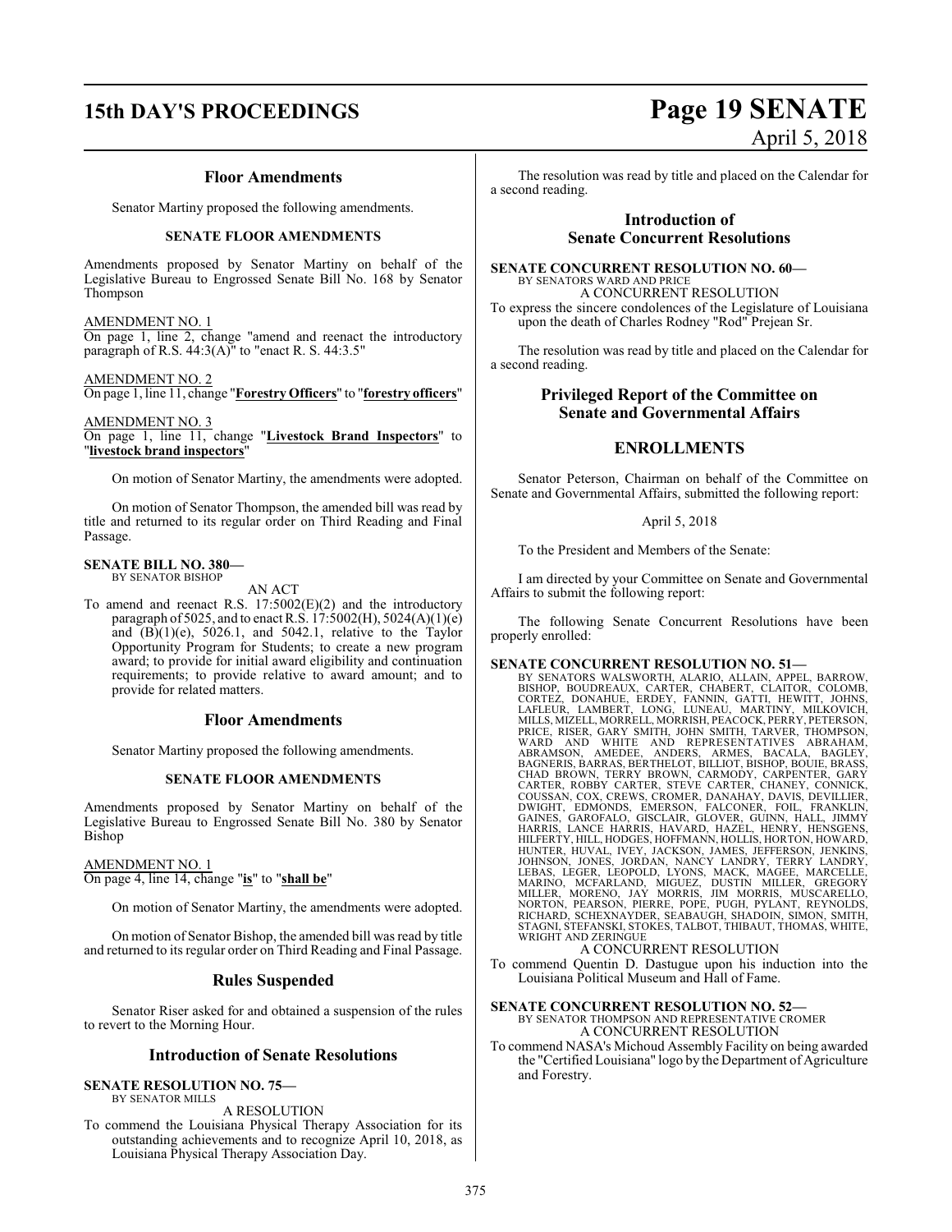## Floor Amendments

Senator Martiny proposed the following amendments.

### SENATE FLOOR AMENDMENTS

Amendments proposed by Senator Martiny on behalf of the Legislative Bureau to Engrossed Senate Bill No. 168 by Senator Thompson

AMENDMENT NO. 1
On page 1, line 2, change "amend and reenact the introductory paragraph of R.S. 44:3(A)" to "enact R. S. 44:3.5"

AMENDMENT NO. 2
On page 1, line 11, change "**Forestry Officers**" to "**forestry officers**"

AMENDMENT NO. 3
On page 1, line 11, change "**Livestock Brand Inspectors**" to "**livestock brand inspectors**"

On motion of Senator Martiny, the amendments were adopted.

On motion of Senator Thompson, the amended bill was read by title and returned to its regular order on Third Reading and Final Passage.

**SENATE BILL NO. 380—**
BY SENATOR BISHOP

AN ACT

To amend and reenact R.S. 17:5002(E)(2) and the introductory paragraph of 5025, and to enact R.S. 17:5002(H), 5024(A)(1)(e) and (B)(1)(e), 5026.1, and 5042.1, relative to the Taylor Opportunity Program for Students; to create a new program award; to provide for initial award eligibility and continuation requirements; to provide relative to award amount; and to provide for related matters.

## Floor Amendments

Senator Martiny proposed the following amendments.

### SENATE FLOOR AMENDMENTS

Amendments proposed by Senator Martiny on behalf of the Legislative Bureau to Engrossed Senate Bill No. 380 by Senator Bishop

AMENDMENT NO. 1
On page 4, line 14, change "**is**" to "**shall be**"

On motion of Senator Martiny, the amendments were adopted.

On motion of Senator Bishop, the amended bill was read by title and returned to its regular order on Third Reading and Final Passage.

## Rules Suspended

Senator Riser asked for and obtained a suspension of the rules to revert to the Morning Hour.

## Introduction of Senate Resolutions

**SENATE RESOLUTION NO. 75—**
BY SENATOR MILLS

A RESOLUTION

To commend the Louisiana Physical Therapy Association for its outstanding achievements and to recognize April 10, 2018, as Louisiana Physical Therapy Association Day.

The resolution was read by title and placed on the Calendar for a second reading.

## Introduction of Senate Concurrent Resolutions

**SENATE CONCURRENT RESOLUTION NO. 60—**
BY SENATORS WARD AND PRICE

A CONCURRENT RESOLUTION

To express the sincere condolences of the Legislature of Louisiana upon the death of Charles Rodney "Rod" Prejean Sr.

The resolution was read by title and placed on the Calendar for a second reading.

## Privileged Report of the Committee on Senate and Governmental Affairs

## ENROLLMENTS

Senator Peterson, Chairman on behalf of the Committee on Senate and Governmental Affairs, submitted the following report:

April 5, 2018

To the President and Members of the Senate:

I am directed by your Committee on Senate and Governmental Affairs to submit the following report:

The following Senate Concurrent Resolutions have been properly enrolled:

**SENATE CONCURRENT RESOLUTION NO. 51—**
BY SENATORS WALSWORTH, ALARIO, ALLAIN, APPEL, BARROW, BISHOP, BOUDREAUX, CARTER, CHABERT, CLAITOR, COLOMB, CORTEZ, DONAHUE, ERDEY, FANNIN, GATTI, HEWITT, JOHNS, LAFLEUR, LAMBERT, LONG, LUNEAU, MARTINY, MILKOVICH, MILLS, MIZELL, MORRELL, MORRISH, PEACOCK, PERRY, PETERSON, PRICE, RISER, GARY SMITH, JOHN SMITH, TARVER, THOMPSON, WARD AND WHITE AND REPRESENTATIVES ABRAHAM, ABRAMSON, AMEDEE, ANDERS, ARMES, BACALA, BAGLEY, BAGNERIS, BARRAS, BERTHELOT, BILLIOT, BISHOP, BOUIE, BRASS, CHAD BROWN, TERRY BROWN, CARMODY, CARPENTER, GARY CARTER, ROBBY CARTER, STEVE CARTER, CHANEY, CONNICK, COUSSAN, COX, CREWS, CROMER, DANAHAY, DAVIS, DEVILLIER, DWIGHT, EDMONDS, EMERSON, FALCONER, FOIL, FRANKLIN, GAINES, GAROFALO, GISCLAIR, GLOVER, GUINN, HALL, JIMMY HARRIS, LANCE HARRIS, HAVARD, HAZEL, HENRY, HENSGENS, HILFERTY, HILL, HODGES, HOFFMANN, HOLLIS, HORTON, HOWARD, HUNTER, HUVAL, IVEY, JACKSON, JAMES, JEFFERSON, JENKINS, JOHNSON, JONES, JORDAN, NANCY LANDRY, TERRY LANDRY, LEBAS, LEGER, LEOPOLD, LYONS, MACK, MAGEE, MARCELLE, MARINO, MCFARLAND, MIGUEZ, DUSTIN MILLER, GREGORY MILLER, MORENO, JAY MORRIS, JIM MORRIS, MUSCARELLO, NORTON, PEARSON, PIERRE, POPE, PUGH, PYLANT, REYNOLDS, RICHARD, SCHEXNAYDER, SEABAUGH, SHADOIN, SIMON, SMITH, STAGNI, STEFANSKI, STOKES, TALBOT, THIBAUT, THOMAS, WHITE, WRIGHT AND ZERINGUE

A CONCURRENT RESOLUTION

To commend Quentin D. Dastugue upon his induction into the Louisiana Political Museum and Hall of Fame.

**SENATE CONCURRENT RESOLUTION NO. 52—**
BY SENATOR THOMPSON AND REPRESENTATIVE CROMER

A CONCURRENT RESOLUTION

To commend NASA's Michoud Assembly Facility on being awarded the "Certified Louisiana" logo by the Department of Agriculture and Forestry.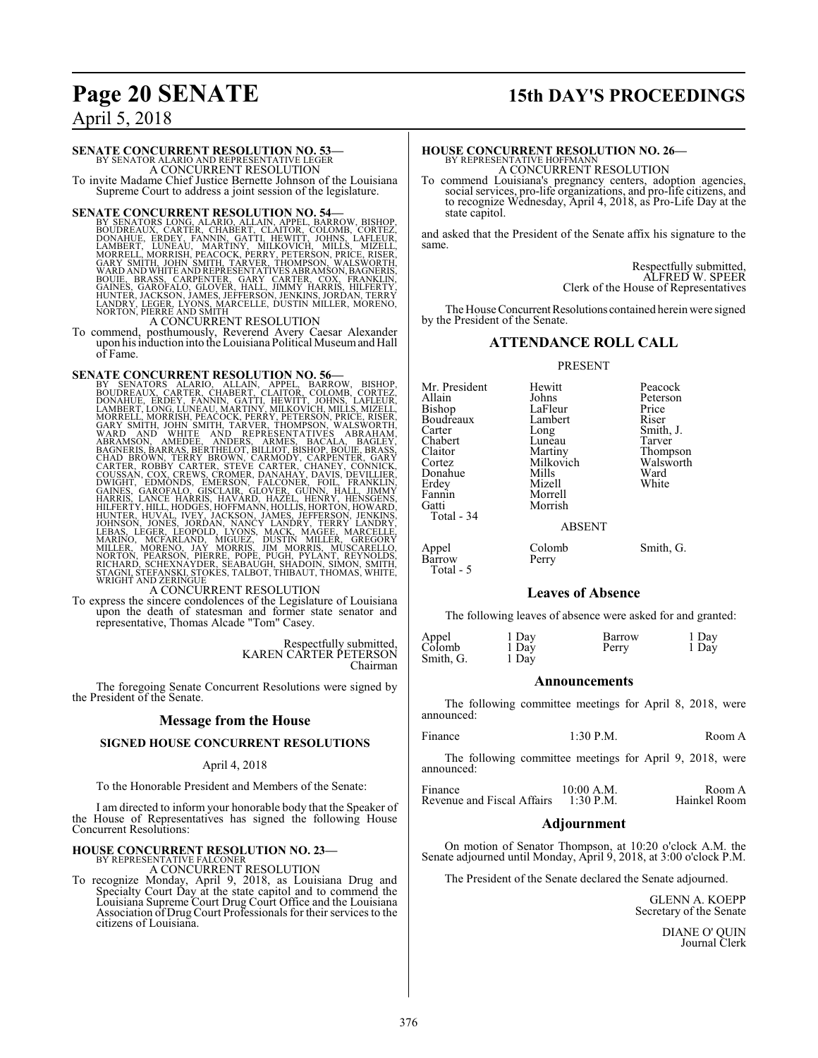**SENATE CONCURRENT RESOLUTION NO. 53—**
BY SENATOR ALARIO AND REPRESENTATIVE LEGER
A CONCURRENT RESOLUTION
To invite Madame Chief Justice Bernette Johnson of the Louisiana Supreme Court to address a joint session of the legislature.

**SENATE CONCURRENT RESOLUTION NO. 54—**
BY SENATORS LONG, ALARIO, ALLAIN, APPEL, BARROW, BISHOP, BOUDREAUX, CARTER, CHABERT, CLAITOR, COLOMB, CORTEZ, DONAHUE, ERDEY, FANNIN, GATTI, HEWITT, JOHNS, LAFLEUR, LAMBERT, LUNEAU, MARTINY, MILKOVICH, MILLS, MIZELL, MORRELL, MORRISH, PEACOCK, PERRY, PETERSON, PRICE, RISER, GARY SMITH, JOHN SMITH, TARVER, THOMPSON, WALSWORTH, WARD AND WHITE AND REPRESENTATIVES ABRAMSON, BAGNERIS, BOUIE, BRASS, CARPENTER, GARY CARTER, COX, FRANKLIN, GAINES, GAROFALO, GLOVER, HALL, JIMMY HARRIS, HILFERTY, HUNTER, JACKSON, JAMES, JEFFERSON, JENKINS, JORDAN, TERRY LANDRY, LEGER, LYONS, MARCELLE, DUSTIN MILLER, MORENO, NORTON, PIERRE AND SMITH
A CONCURRENT RESOLUTION
To commend, posthumously, Reverend Avery Caesar Alexander upon his induction into the Louisiana Political Museum and Hall of Fame.

**SENATE CONCURRENT RESOLUTION NO. 56—**
BY SENATORS ALARIO, ALLAIN, APPEL, BARROW, BISHOP, BOUDREAUX, CARTER, CHABERT, CLAITOR, COLOMB, CORTEZ, DONAHUE, ERDEY, FANNIN, GATTI, HEWITT, JOHNS, LAFLEUR, LAMBERT, LONG, LUNEAU, MARTINY, MILKOVICH, MILLS, MIZELL, MORRELL, MORRISH, PEACOCK, PERRY, PETERSON, PRICE, RISER, GARY SMITH, JOHN SMITH, TARVER, THOMPSON, WALSWORTH, WARD AND WHITE AND REPRESENTATIVES ABRAHAM, ABRAMSON, AMEDEE, ANDERS, ARMES, BACALA, BAGLEY, BAGNERIS, BARRAS, BERTHELOT, BILLIOT, BISHOP, BOUIE, BRASS, CHAD BROWN, TERRY BROWN, CARMODY, CARPENTER, GARY CARTER, ROBBY CARTER, STEVE CARTER, CHANEY, CONNICK, COUSSAN, COX, CREWS, CROMER, DANAHAY, DAVIS, DEVILLIER, DWIGHT, EDMONDS, EMERSON, FALCONER, FOIL, FRANKLIN, GAINES, GAROFALO, GISCLAIR, GLOVER, GUINN, HALL, JIMMY HARRIS, LANCE HARRIS, HAVARD, HAZEL, HENRY, HENSGENS, HILFERTY, HILL, HODGES, HOFFMANN, HOLLIS, HORTON, HOWARD, HUNTER, HUVAL, IVEY, JACKSON, JAMES, JEFFERSON, JENKINS, JOHNSON, JONES, JORDAN, NANCY LANDRY, TERRY LANDRY, LEBAS, LEGER, LEOPOLD, LYONS, MACK, MAGEE, MARCELLE, MARINO, MCFARLAND, MIGUEZ, DUSTIN MILLER, GREGORY MILLER, MORENO, JAY MORRIS, JIM MORRIS, MUSCARELLO, NORTON, PEARSON, PIERRE, POPE, PUGH, PYLANT, REYNOLDS, RICHARD, SCHEXNAYDER, SEABAUGH, SHADOIN, SIMON, SMITH, STAGNI, STEFANSKI, STOKES, TALBOT, THIBAUT, THOMAS, WHITE, WRIGHT AND ZERINGUE
A CONCURRENT RESOLUTION
To express the sincere condolences of the Legislature of Louisiana upon the death of statesman and former state senator and representative, Thomas Alcade "Tom" Casey.

Respectfully submitted,
KAREN CARTER PETERSON
Chairman

The foregoing Senate Concurrent Resolutions were signed by the President of the Senate.

## Message from the House

### SIGNED HOUSE CONCURRENT RESOLUTIONS

April 4, 2018

To the Honorable President and Members of the Senate:

I am directed to inform your honorable body that the Speaker of the House of Representatives has signed the following House Concurrent Resolutions:

**HOUSE CONCURRENT RESOLUTION NO. 23—**
BY REPRESENTATIVE FALCONER
A CONCURRENT RESOLUTION
To recognize Monday, April 9, 2018, as Louisiana Drug and Specialty Court Day at the state capitol and to commend the Louisiana Supreme Court Drug Court Office and the Louisiana Association of Drug Court Professionals for their services to the citizens of Louisiana.

**HOUSE CONCURRENT RESOLUTION NO. 26—**
BY REPRESENTATIVE HOFFMANN
A CONCURRENT RESOLUTION
To commend Louisiana's pregnancy centers, adoption agencies, social services, pro-life organizations, and pro-life citizens, and to recognize Wednesday, April 4, 2018, as Pro-Life Day at the state capitol.

and asked that the President of the Senate affix his signature to the same.

Respectfully submitted,
ALFRED W. SPEER
Clerk of the House of Representatives

The House Concurrent Resolutions contained herein were signed by the President of the Senate.

## ATTENDANCE ROLL CALL

PRESENT

| | | |
|---|---|---|
| Mr. President | Hewitt | Peacock |
| Allain | Johns | Peterson |
| Bishop | LaFleur | Price |
| Boudreaux | Lambert | Riser |
| Carter | Long | Smith, J. |
| Chabert | Luneau | Tarver |
| Claitor | Martiny | Thompson |
| Cortez | Milkovich | Walsworth |
| Donahue | Mills | Ward |
| Erdey | Mizell | White |
| Fannin | Morrell | |
| Gatti | Morrish | |
| Total - 34 | | |

ABSENT

| | | |
|---|---|---|
| Appel | Colomb | Smith, G. |
| Barrow | Perry | |
| Total - 5 | | |

## Leaves of Absence

The following leaves of absence were asked for and granted:

| | | | |
|---|---|---|---|
| Appel | 1 Day | Barrow | 1 Day |
| Colomb | 1 Day | Perry | 1 Day |
| Smith, G. | 1 Day | | |

## Announcements

The following committee meetings for April 8, 2018, were announced:

| | | |
|---|---|---|
| Finance | 1:30 P.M. | Room A |

The following committee meetings for April 9, 2018, were announced:

| | | |
|---|---|---|
| Finance | 10:00 A.M. | Room A |
| Revenue and Fiscal Affairs | 1:30 P.M. | Hainkel Room |

## Adjournment

On motion of Senator Thompson, at 10:20 o'clock A.M. the Senate adjourned until Monday, April 9, 2018, at 3:00 o'clock P.M.

The President of the Senate declared the Senate adjourned.

GLENN A. KOEPP
Secretary of the Senate

DIANE O' QUIN
Journal Clerk